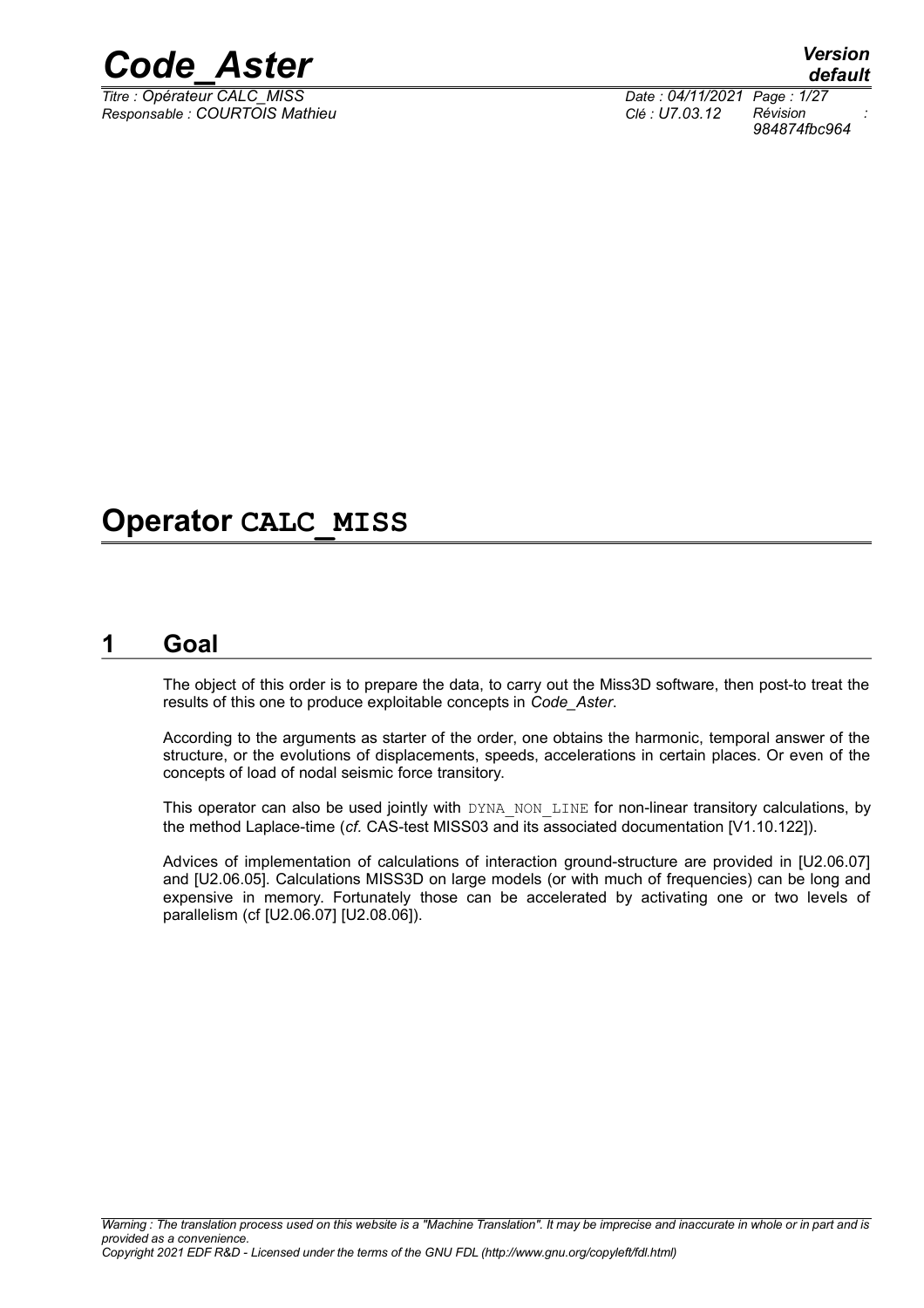# Operator CALC_MISS

## 1 Goal

The object of this order is to prepare the data, to carry out the Miss3D software, then post-to treat the results of this one to produce exploitable concepts in *Code_Aster*.

According to the arguments as starter of the order, one obtains the harmonic, temporal answer of the structure, or the evolutions of displacements, speeds, accelerations in certain places. Or even of the concepts of load of nodal seismic force transitory.

This operator can also be used jointly with DYNA_NON_LINE for non-linear transitory calculations, by the method Laplace-time (*cf.* CAS-test MISS03 and its associated documentation [V1.10.122]).

Advices of implementation of calculations of interaction ground-structure are provided in [U2.06.07] and [U2.06.05]. Calculations MISS3D on large models (or with much of frequencies) can be long and expensive in memory. Fortunately those can be accelerated by activating one or two levels of parallelism (cf [U2.06.07] [U2.08.06]).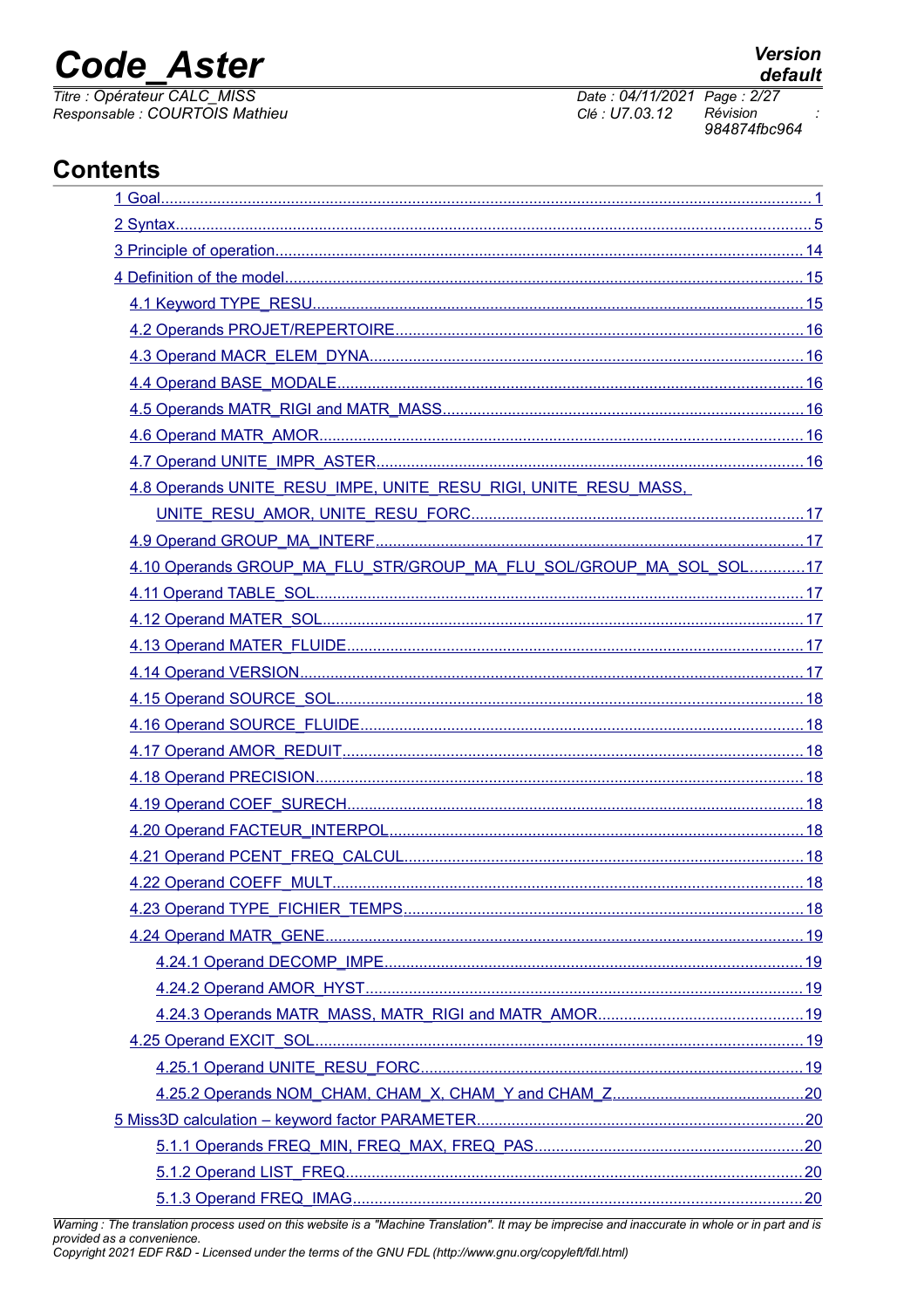## Contents

1 Goal........................................................................................................................................1
2 Syntax.....................................................................................................................................5
3 Principle of operation............................................................................................................14
4 Definition of the model...........................................................................................................15
4.1 Keyword TYPE_RESU......................................................................................................15
4.2 Operands PROJET/REPERTOIRE....................................................................................16
4.3 Operand MACR_ELEM_DYNA...........................................................................................16
4.4 Operand BASE_MODALE..................................................................................................16
4.5 Operands MATR_RIGI and MATR_MASS..........................................................................16
4.6 Operand MATR_AMOR.......................................................................................................16
4.7 Operand UNITE_IMPR_ASTER..........................................................................................16
4.8 Operands UNITE_RESU_IMPE, UNITE_RESU_RIGI, UNITE_RESU_MASS, UNITE_RESU_AMOR, UNITE_RESU_FORC..........................................................................17
4.9 Operand GROUP_MA_INTERF..........................................................................................17
4.10 Operands GROUP_MA_FLU_STR/GROUP_MA_FLU_SOL/GROUP_MA_SOL_SOL............17
4.11 Operand TABLE_SOL......................................................................................................17
4.12 Operand MATER_SOL.....................................................................................................17
4.13 Operand MATER_FLUIDE................................................................................................17
4.14 Operand VERSION..........................................................................................................17
4.15 Operand SOURCE_SOL...................................................................................................18
4.16 Operand SOURCE_FLUIDE..............................................................................................18
4.17 Operand AMOR_REDUIT..................................................................................................18
4.18 Operand PRECISION.......................................................................................................18
4.19 Operand COEF_SURECH.................................................................................................18
4.20 Operand FACTEUR_INTERPOL........................................................................................18
4.21 Operand PCENT_FREQ_CALCUL.....................................................................................18
4.22 Operand COEFF_MULT....................................................................................................18
4.23 Operand TYPE_FICHIER_TEMPS.....................................................................................18
4.24 Operand MATR_GENE.....................................................................................................19
4.24.1 Operand DECOMP_IMPE..........................................................................................19
4.24.2 Operand AMOR_HYST..............................................................................................19
4.24.3 Operands MATR_MASS, MATR_RIGI and MATR_AMOR..............................................19
4.25 Operand EXCIT_SOL.......................................................................................................19
4.25.1 Operand UNITE_RESU_FORC...................................................................................19
4.25.2 Operands NOM_CHAM, CHAM_X, CHAM_Y and CHAM_Z...........................................20
5 Miss3D calculation – keyword factor PARAMETER...................................................................20
5.1.1 Operands FREQ_MIN, FREQ_MAX, FREQ_PAS.............................................................20
5.1.2 Operand LIST_FREQ.....................................................................................................20
5.1.3 Operand FREQ_IMAG....................................................................................................20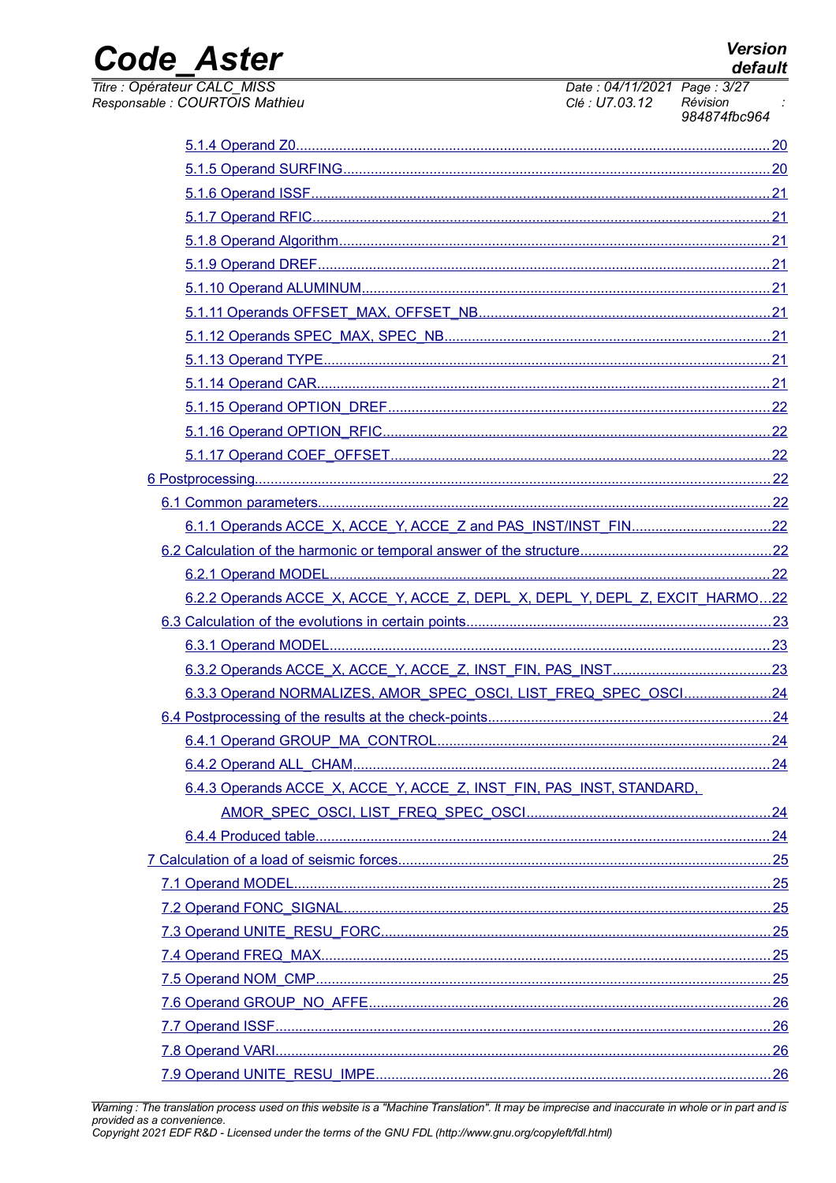5.1.4 Operand Z0 ..... 20

5.1.5 Operand SURFING ..... 20

5.1.6 Operand ISSF ..... 21

5.1.7 Operand RFIC ..... 21

5.1.8 Operand Algorithm ..... 21

5.1.9 Operand DREF ..... 21

5.1.10 Operand ALUMINUM ..... 21

5.1.11 Operands OFFSET_MAX, OFFSET_NB ..... 21

5.1.12 Operands SPEC_MAX, SPEC_NB ..... 21

5.1.13 Operand TYPE ..... 21

5.1.14 Operand CAR ..... 21

5.1.15 Operand OPTION_DREF ..... 22

5.1.16 Operand OPTION_RFIC ..... 22

5.1.17 Operand COEF_OFFSET ..... 22

6 Postprocessing ..... 22

6.1 Common parameters ..... 22

6.1.1 Operands ACCE_X, ACCE_Y, ACCE_Z and PAS_INST/INST_FIN ..... 22

6.2 Calculation of the harmonic or temporal answer of the structure ..... 22

6.2.1 Operand MODEL ..... 22

6.2.2 Operands ACCE_X, ACCE_Y, ACCE_Z, DEPL_X, DEPL_Y, DEPL_Z, EXCIT_HARMO ..... 22

6.3 Calculation of the evolutions in certain points ..... 23

6.3.1 Operand MODEL ..... 23

6.3.2 Operands ACCE_X, ACCE_Y, ACCE_Z, INST_FIN, PAS_INST ..... 23

6.3.3 Operand NORMALIZES, AMOR_SPEC_OSCI, LIST_FREQ_SPEC_OSCI ..... 24

6.4 Postprocessing of the results at the check-points ..... 24

6.4.1 Operand GROUP_MA_CONTROL ..... 24

6.4.2 Operand ALL_CHAM ..... 24

6.4.3 Operands ACCE_X, ACCE_Y, ACCE_Z, INST_FIN, PAS_INST, STANDARD, AMOR_SPEC_OSCI, LIST_FREQ_SPEC_OSCI ..... 24

6.4.4 Produced table ..... 24

7 Calculation of a load of seismic forces ..... 25

7.1 Operand MODEL ..... 25

7.2 Operand FONC_SIGNAL ..... 25

7.3 Operand UNITE_RESU_FORC ..... 25

7.4 Operand FREQ_MAX ..... 25

7.5 Operand NOM_CMP ..... 25

7.6 Operand GROUP_NO_AFFE ..... 26

7.7 Operand ISSF ..... 26

7.8 Operand VARI ..... 26

7.9 Operand UNITE_RESU_IMPE ..... 26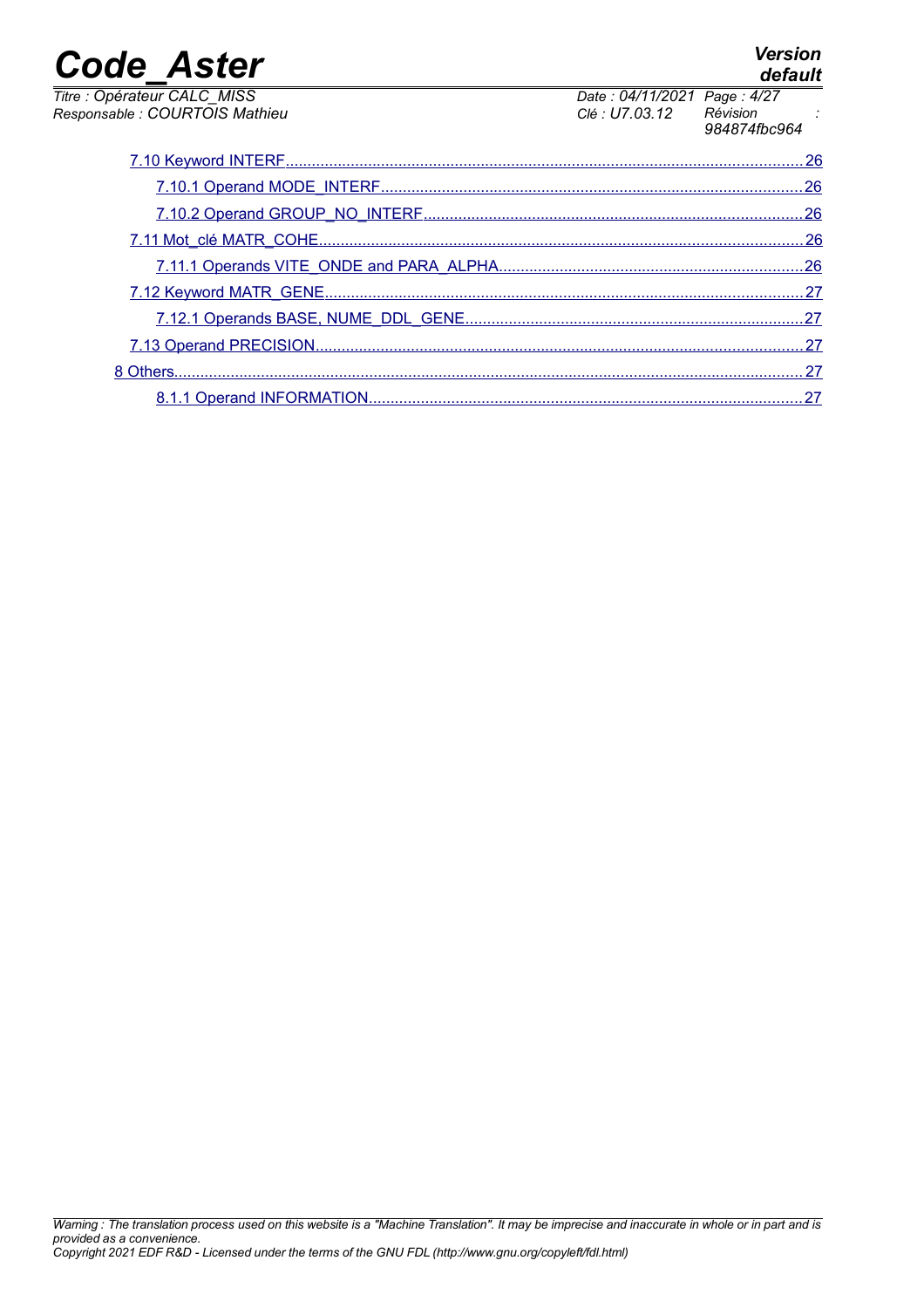7.10 Keyword INTERF....................................................................................................................26

7.10.1 Operand MODE_INTERF...........................................................................................26

7.10.2 Operand GROUP_NO_INTERF.................................................................................26

7.11 Mot_clé MATR_COHE...............................................................................................................26

7.11.1 Operands VITE_ONDE and PARA_ALPHA.................................................................26

7.12 Keyword MATR_GENE.............................................................................................................27

7.12.1 Operands BASE, NUME_DDL_GENE.........................................................................27

7.13 Operand PRECISION.................................................................................................................27

8 Others..................................................................................................................................................27

8.1.1 Operand INFORMATION.............................................................................................27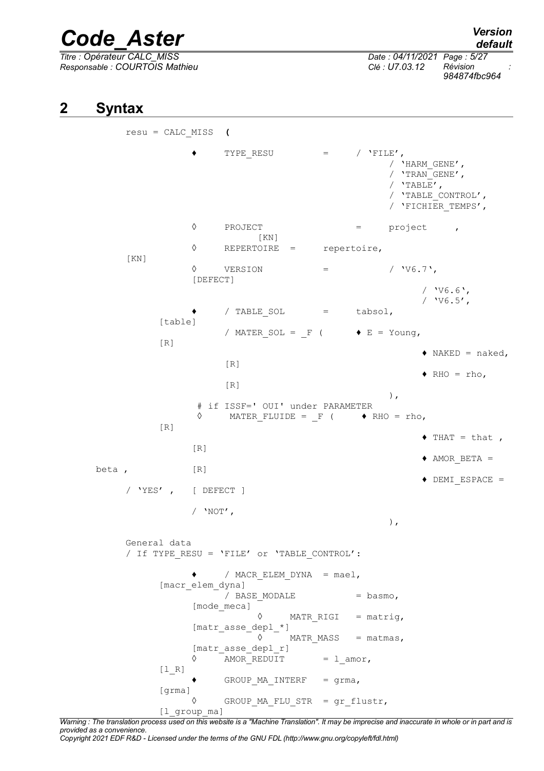## 2 Syntax

```
resu = CALC_MISS  (

        ♦   TYPE_RESU        =    / 'FILE',
                                   / 'HARM_GENE',
                                   / 'TRAN_GENE',
                                   / 'TABLE',
                                   / 'TABLE_CONTROL',
                                   / 'FICHIER_TEMPS',

        ◊   PROJECT              =    project     ,
                [KN]
        ◊   REPERTOIRE  =    repertoire,
[KN]
        ◊   VERSION          =         / 'V6.7',
        [DEFECT]
                                          / 'V6.6',
                                          / 'V6.5',
        ♦   / TABLE_SOL      =    tabsol,
    [table]
            / MATER_SOL = _F (    ♦ E = Young,
    [R]
                                          ♦ NAKED = naked,
            [R]
                                          ♦ RHO = rho,
            [R]
                                   ),
         # if ISSF=' OUI' under PARAMETER
         ◊    MATER_FLUIDE = _F (    ♦ RHO = rho,
    [R]
                                          ♦ THAT = that ,
        [R]
                                          ♦ AMOR_BETA =
beta ,          [R]
                                          ♦ DEMI_ESPACE =
    / 'YES' ,   [ DEFECT ]

            / 'NOT',
                                   ),

General data
/ If TYPE_RESU = 'FILE' or 'TABLE_CONTROL':

        ♦   / MACR_ELEM_DYNA  = mael,
    [macr_elem_dyna]
            / BASE_MODALE          = basmo,
        [mode_meca]
                ◊    MATR_RIGI   = matrig,
        [matr_asse_depl_*]
                ◊    MATR_MASS   = matmas,
        [matr_asse_depl_r]
        ◊   AMOR_REDUIT       = l_amor,
    [l_R]
        ♦   GROUP_MA_INTERF   = grma,
    [grma]
        ◊   GROUP_MA_FLU_STR  = gr_flustr,
    [l_group_ma]
```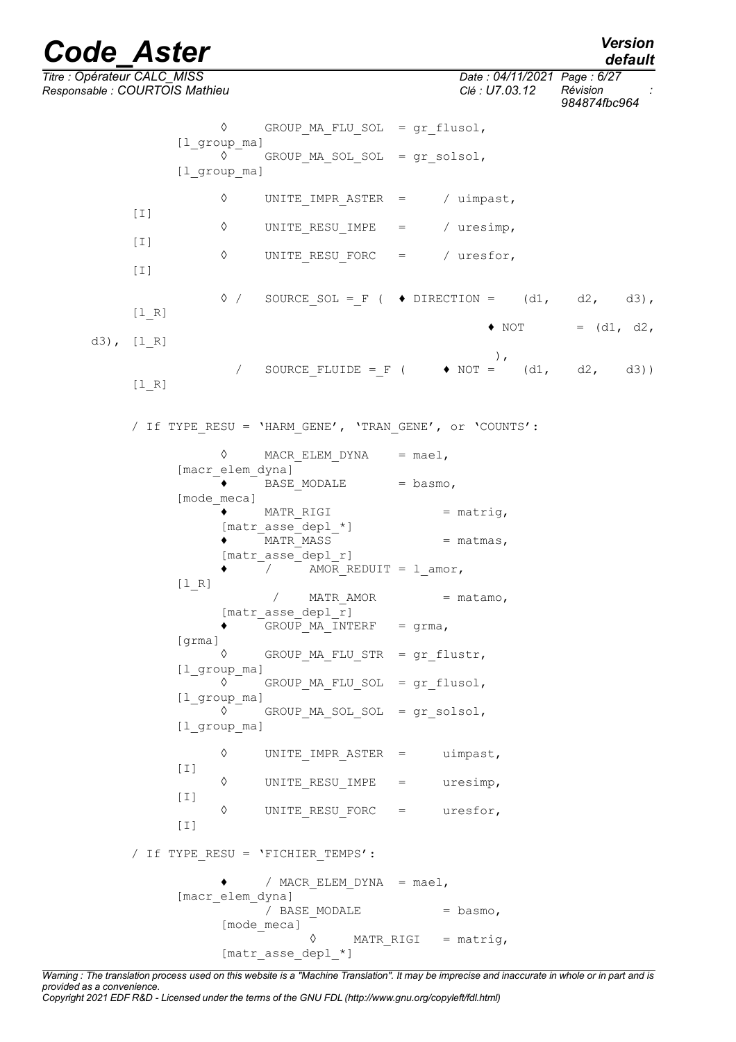```
            ◊     GROUP_MA_FLU_SOL  = gr_flusol,
      [l_group_ma]
            ◊     GROUP_MA_SOL_SOL  = gr_solsol,
      [l_group_ma]

            ◊     UNITE_IMPR_ASTER  =     / uimpast,
   [I]
            ◊     UNITE_RESU_IMPE   =     / uresimp,
   [I]
            ◊     UNITE_RESU_FORC   =     / uresfor,
   [I]

            ◊ /   SOURCE_SOL =_F (  ♦ DIRECTION =    (d1,    d2,    d3),
   [l_R]
                                              ♦ NOT        = (d1, d2,
 d3), [l_R]
                                                   ),
              /   SOURCE_FLUIDE =_F (    ♦ NOT =    (d1,    d2,    d3))
   [l_R]


   / If TYPE_RESU = 'HARM_GENE', 'TRAN_GENE', or 'COUNTS':

            ◊     MACR_ELEM_DYNA    = mael,
      [macr_elem_dyna]
            ♦     BASE_MODALE       = basmo,
      [mode_meca]
            ♦     MATR_RIGI              = matrig,
         [matr_asse_depl_*]
            ♦     MATR_MASS              = matmas,
         [matr_asse_depl_r]
            ♦     /     AMOR_REDUIT = l_amor,
      [l_R]
                  /    MATR_AMOR         = matamo,
         [matr_asse_depl_r]
            ♦     GROUP_MA_INTERF   = grma,
      [grma]
            ◊     GROUP_MA_FLU_STR  = gr_flustr,
      [l_group_ma]
            ◊     GROUP_MA_FLU_SOL  = gr_flusol,
      [l_group_ma]
            ◊     GROUP_MA_SOL_SOL  = gr_solsol,
      [l_group_ma]

            ◊     UNITE_IMPR_ASTER  =     uimpast,
      [I]
            ◊     UNITE_RESU_IMPE   =     uresimp,
      [I]
            ◊     UNITE_RESU_FORC   =     uresfor,
      [I]

   / If TYPE_RESU = 'FICHIER_TEMPS':

            ♦     / MACR_ELEM_DYNA  = mael,
      [macr_elem_dyna]
                  / BASE_MODALE          = basmo,
         [mode_meca]
                        ◊     MATR_RIGI   = matrig,
         [matr_asse_depl_*]
```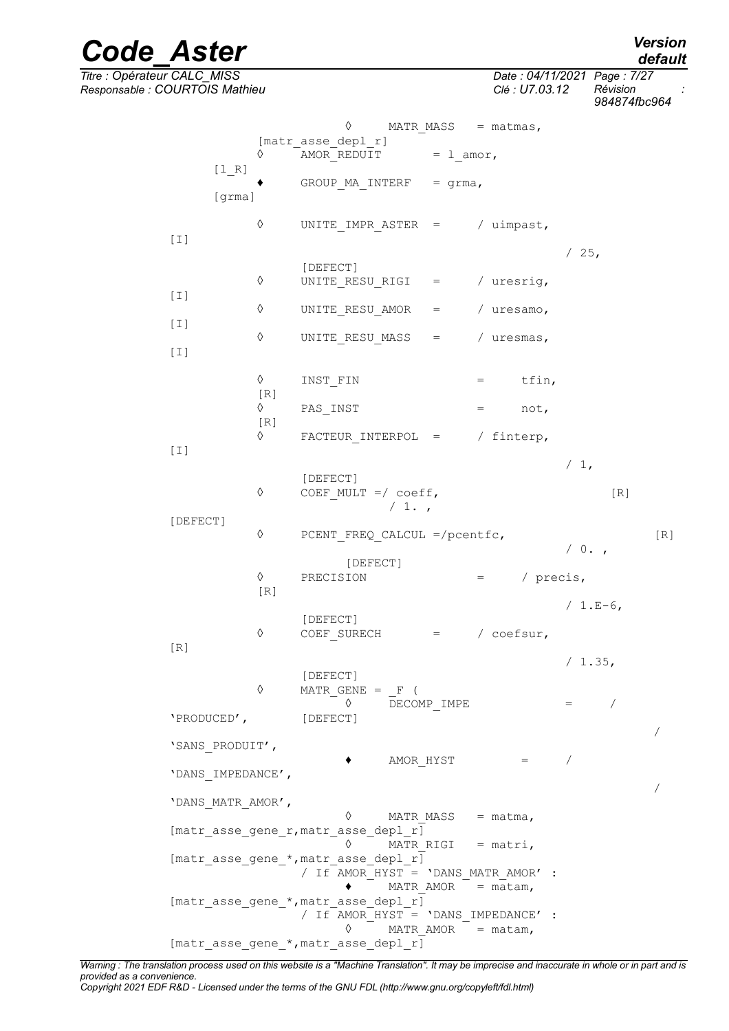```
◊   MATR_MASS   = matmas,                 [matr_asse_depl_r]
◊   AMOR_REDUIT       = l_amor,           [l_R]
♦   GROUP_MA_INTERF   = grma,             [grma]

◊   UNITE_IMPR_ASTER  =   / uimpast,      [I]
                          / 25,           [DEFECT]
◊   UNITE_RESU_RIGI   =   / uresrig,      [I]
◊   UNITE_RESU_AMOR   =   / uresamo,      [I]
◊   UNITE_RESU_MASS   =   / uresmas,      [I]

◊   INST_FIN          =   tfin,           [R]
◊   PAS_INST          =   not,            [R]
◊   FACTEUR_INTERPOL  =   / finterp,      [I]
                          / 1,            [DEFECT]
◊   COEF_MULT =/ coeff,                   [R]
              / 1. ,                      [DEFECT]
◊   PCENT_FREQ_CALCUL =/pcentfc,          [R]
                       / 0. ,             [DEFECT]
◊   PRECISION         =   / precis,       [R]
                          / 1.E-6,        [DEFECT]
◊   COEF_SURECH       =   / coefsur,      [R]
                          / 1.35,         [DEFECT]
◊   MATR_GENE = _F (
        ◊   DECOMP_IMPE      =   / 'PRODUCED',   [DEFECT]
                                 / 'SANS_PRODUIT',
        ♦   AMOR_HYST        =   / 'DANS_IMPEDANCE',
                                 / 'DANS_MATR_AMOR',
        ◊   MATR_MASS   = matma,   [matr_asse_gene_r,matr_asse_depl_r]
        ◊   MATR_RIGI   = matri,   [matr_asse_gene_*,matr_asse_depl_r]
        / If AMOR_HYST = 'DANS_MATR_AMOR' :
        ♦   MATR_AMOR   = matam,   [matr_asse_gene_*,matr_asse_depl_r]
        / If AMOR_HYST = 'DANS_IMPEDANCE' :
        ◊   MATR_AMOR   = matam,   [matr_asse_gene_*,matr_asse_depl_r]
```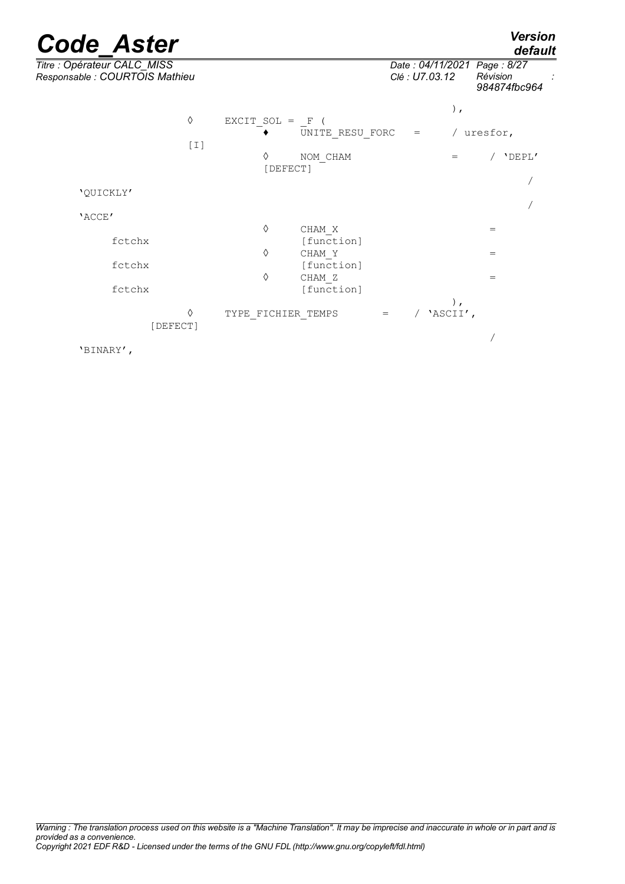```
                                                    ),
        ◊     EXCIT_SOL = _F (
                   ♦     UNITE_RESU_FORC   =      / uresfor,
        [I]
                   ◊     NOM_CHAM                 =      / 'DEPL'
                   [DEFECT]
                                                         /
'QUICKLY'
                                                         /
'ACCE'
                   ◊     CHAM_X                   =
     fctchx              [function]
                   ◊     CHAM_Y                   =
     fctchx              [function]
                   ◊     CHAM_Z                   =
     fctchx              [function]
                                                    ),
        ◊     TYPE_FICHIER_TEMPS      =      / 'ASCII',
     [DEFECT]
                                                         /
'BINARY',
```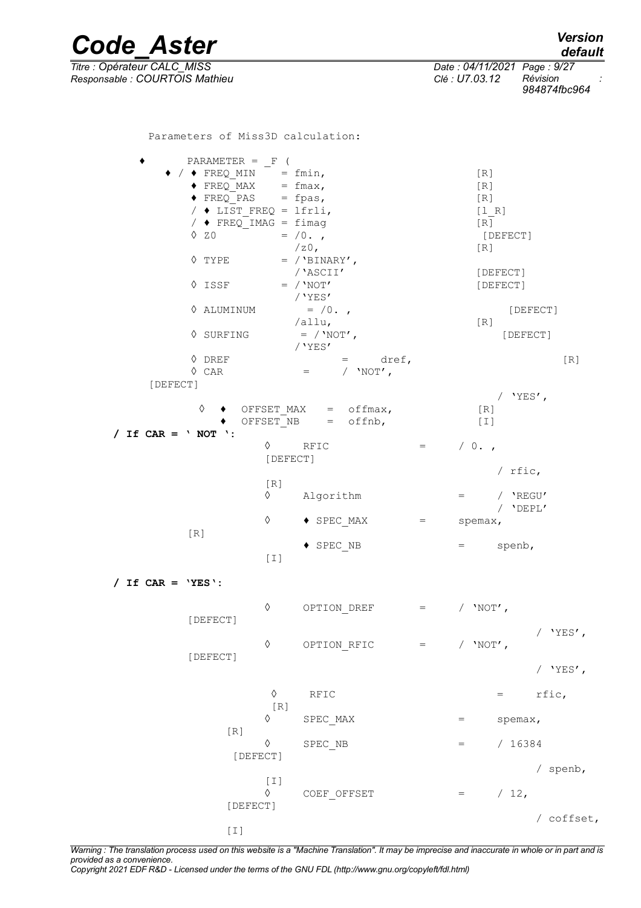Parameters of Miss3D calculation:

```
♦      PARAMETER = _F (
   ♦ / ♦ FREQ_MIN    = fmin,                          [R]
       ♦ FREQ_MAX    = fmax,                          [R]
       ♦ FREQ_PAS    = fpas,                          [R]
     / ♦ LIST_FREQ = lfrli,                           [l_R]
     / ♦ FREQ_IMAG = fimag                            [R]
     ◊ Z0           = /0. ,                            [DEFECT]
                      /z0,                            [R]
     ◊ TYPE         = /'BINARY',
                      /'ASCII'                        [DEFECT]
     ◊ ISSF         = /'NOT'                          [DEFECT]
                      /'YES'
     ◊ ALUMINUM       = /0. ,                             [DEFECT]
                      /allu,                          [R]
     ◊ SURFING        = /'NOT',                          [DEFECT]
                      /'YES'
     ◊ DREF                =      dref,                             [R]
     ◊ CAR              =      / 'NOT',
[DEFECT]
                                                        / 'YES',
       ◊  ♦  OFFSET_MAX   =  offmax,                  [R]
             ♦  OFFSET_NB    =  offnb,                [I]
/ If CAR = ' NOT ':
                  ◊     RFIC                 =     / 0. ,
                  [DEFECT]
                                                       / rfic,
                  [R]
                  ◊     Algorithm            =     / 'REGU'
                                                   / 'DEPL'
                  ◊     ♦ SPEC_MAX           =    spemax,
        [R]
                        ♦ SPEC_NB            =     spenb,
                  [I]

/ If CAR = 'YES':

                  ◊     OPTION_DREF          =     / 'NOT',
        [DEFECT]
                                                          / 'YES',
                  ◊     OPTION_RFIC          =     / 'NOT',
        [DEFECT]
                                                          / 'YES',

                   ◊     RFIC                            =     rfic,
                   [R]
                  ◊     SPEC_MAX                   =     spemax,
           [R]
                  ◊     SPEC_NB                    =     / 16384
            [DEFECT]
                                                          / spenb,
                  [I]
                  ◊     COEF_OFFSET                =     / 12,
           [DEFECT]
                                                          / coffset,
           [I]
```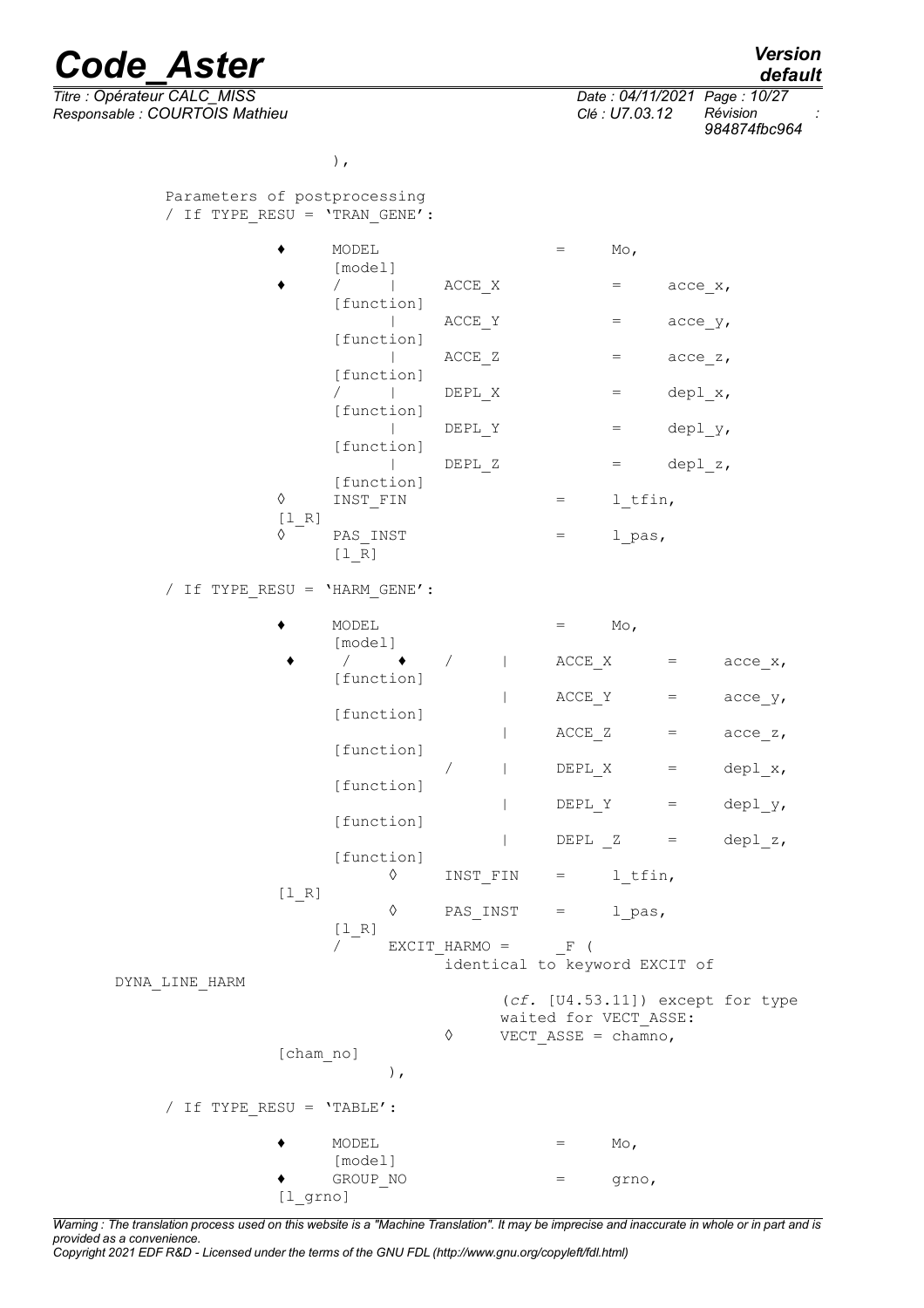```
                ),

    Parameters of postprocessing
    / If TYPE_RESU = 'TRAN_GENE':

            ♦   MODEL                       =   Mo,             [model]
            ♦   /   |   ACCE_X              =   acce_x,         [function]
                    |   ACCE_Y              =   acce_y,         [function]
                    |   ACCE_Z              =   acce_z,         [function]
                /   |   DEPL_X              =   depl_x,         [function]
                    |   DEPL_Y              =   depl_y,         [function]
                    |   DEPL_Z              =   depl_z,         [function]
            ◊   INST_FIN                    =   l_tfin,         [l_R]
            ◊   PAS_INST                    =   l_pas,          [l_R]

    / If TYPE_RESU = 'HARM_GENE':

            ♦   MODEL                       =   Mo,             [model]
            ♦   /   ♦   /   |   ACCE_X      =   acce_x,         [function]
                            |   ACCE_Y      =   acce_y,         [function]
                            |   ACCE_Z      =   acce_z,         [function]
                        /   |   DEPL_X      =   depl_x,         [function]
                            |   DEPL_Y      =   depl_y,         [function]
                            |   DEPL _Z     =   depl_z,         [function]
                    ◊   INST_FIN    =   l_tfin,                 [l_R]
                    ◊   PAS_INST    =   l_pas,                  [l_R]
                /   EXCIT_HARMO =   _F (
                        identical to keyword EXCIT of DYNA_LINE_HARM
                        (cf. [U4.53.11]) except for type waited for VECT_ASSE:
                    ◊   VECT_ASSE = chamno,                     [cham_no]
                    ),

    / If TYPE_RESU = 'TABLE':

            ♦   MODEL                       =   Mo,             [model]
            ♦   GROUP_NO                    =   grno,           [l_grno]
```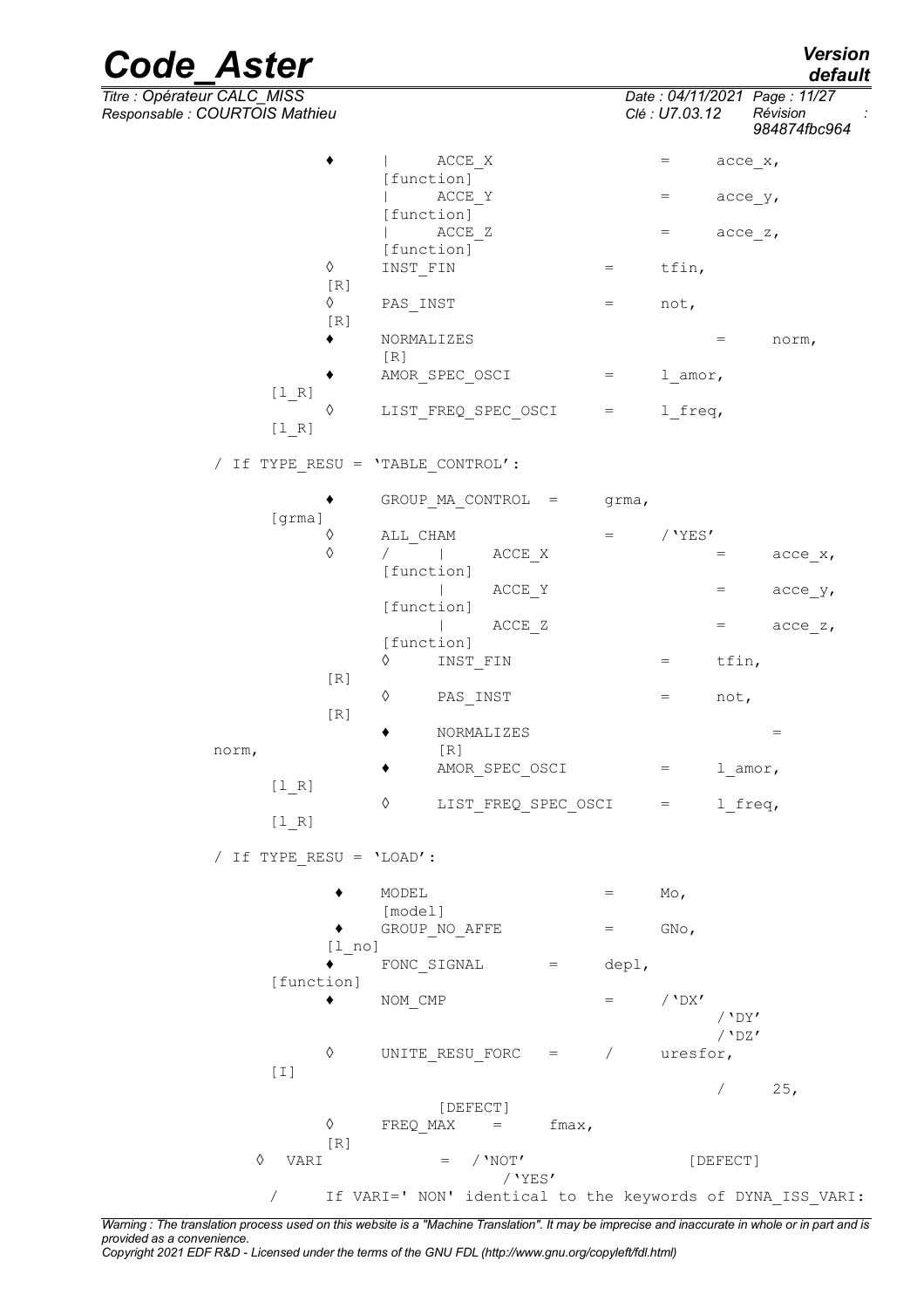```
            ♦       |    ACCE_X                    =     acce_x,
                    [function]
                    |    ACCE_Y                    =     acce_y,
                    [function]
                    |    ACCE_Z                    =     acce_z,
                    [function]
            ◊       INST_FIN                  =     tfin,
            [R]
            ◊       PAS_INST                  =     not,
            [R]
            ♦       NORMALIZES                      =     norm,
                    [R]
            ♦       AMOR_SPEC_OSCI            =     l_amor,
        [l_R]
            ◊       LIST_FREQ_SPEC_OSCI       =     l_freq,
        [l_R]

    / If TYPE_RESU = 'TABLE_CONTROL':

            ♦       GROUP_MA_CONTROL  =     grma,
        [grma]
            ◊       ALL_CHAM                  =     /'YES'
            ◊       /    |    ACCE_X                    =     acce_x,
                    [function]
                         |    ACCE_Y                    =     acce_y,
                    [function]
                         |    ACCE_Z                    =     acce_z,
                    [function]
                    ◊    INST_FIN                  =     tfin,
            [R]
                    ◊    PAS_INST                  =     not,
            [R]
                    ♦    NORMALIZES                      =
    norm,                [R]
                    ♦    AMOR_SPEC_OSCI            =     l_amor,
        [l_R]
                    ◊    LIST_FREQ_SPEC_OSCI       =     l_freq,
        [l_R]

    / If TYPE_RESU = 'LOAD':

            ♦       MODEL                     =     Mo,
                    [model]
            ♦       GROUP_NO_AFFE             =     GNo,
            [l_no]
            ♦       FONC_SIGNAL       =     depl,
        [function]
            ♦       NOM_CMP                   =     /'DX'
                                                        /'DY'
                                                        /'DZ'
            ◊       UNITE_RESU_FORC   =     /     uresfor,
        [I]
                                                        /     25,
                         [DEFECT]
            ◊       FREQ_MAX     =     fmax,
            [R]
    ◊   VARI              =   /'NOT'                    [DEFECT]
                                /'YES'
      /     If VARI=' NON' identical to the keywords of DYNA_ISS_VARI:
```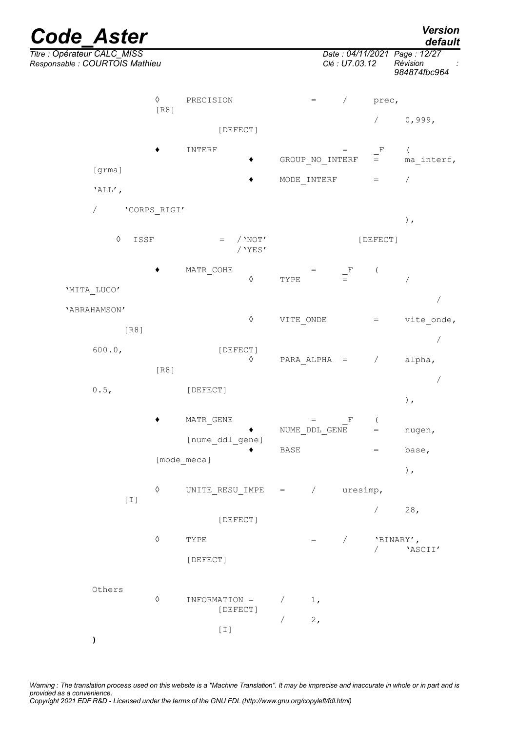```
        ◊   PRECISION              =   /   prec,                [R8]
                                       /   0,999,               [DEFECT]

        ♦   INTERF                 =   _F  (
                ♦   GROUP_NO_INTERF    =   ma_interf,           [grma]
                ♦   MODE_INTERF        =   /   'ALL',
                                           /   'CORPS_RIGI'
                                   ),

    ◊   ISSF                 =   /'NOT'                         [DEFECT]
                                 /'YES'

        ♦   MATR_COHE              =   _F  (
                ◊   TYPE               =   /   'MITA_LUCO'
                                           /   'ABRAHAMSON'
                ◊   VITE_ONDE          =   vite_onde,           [R8]
                                       /   600.0,               [DEFECT]
                ◊   PARA_ALPHA   =   /   alpha,                 [R8]
                                     /   0.5,                   [DEFECT]
                                   ),

        ♦   MATR_GENE              =   _F  (
                ♦   NUME_DDL_GENE      =   nugen,               [nume_ddl_gene]
                ♦   BASE               =   base,                [mode_meca]
                                   ),

        ◊   UNITE_RESU_IMPE   =   /   uresimp,                  [I]
                                  /   28,                       [DEFECT]

        ◊   TYPE                   =   /   'BINARY',            [DEFECT]
                                       /   'ASCII'

  Others
        ◊   INFORMATION =    /   1,                             [DEFECT]
                             /   2,                             [I]
  )
```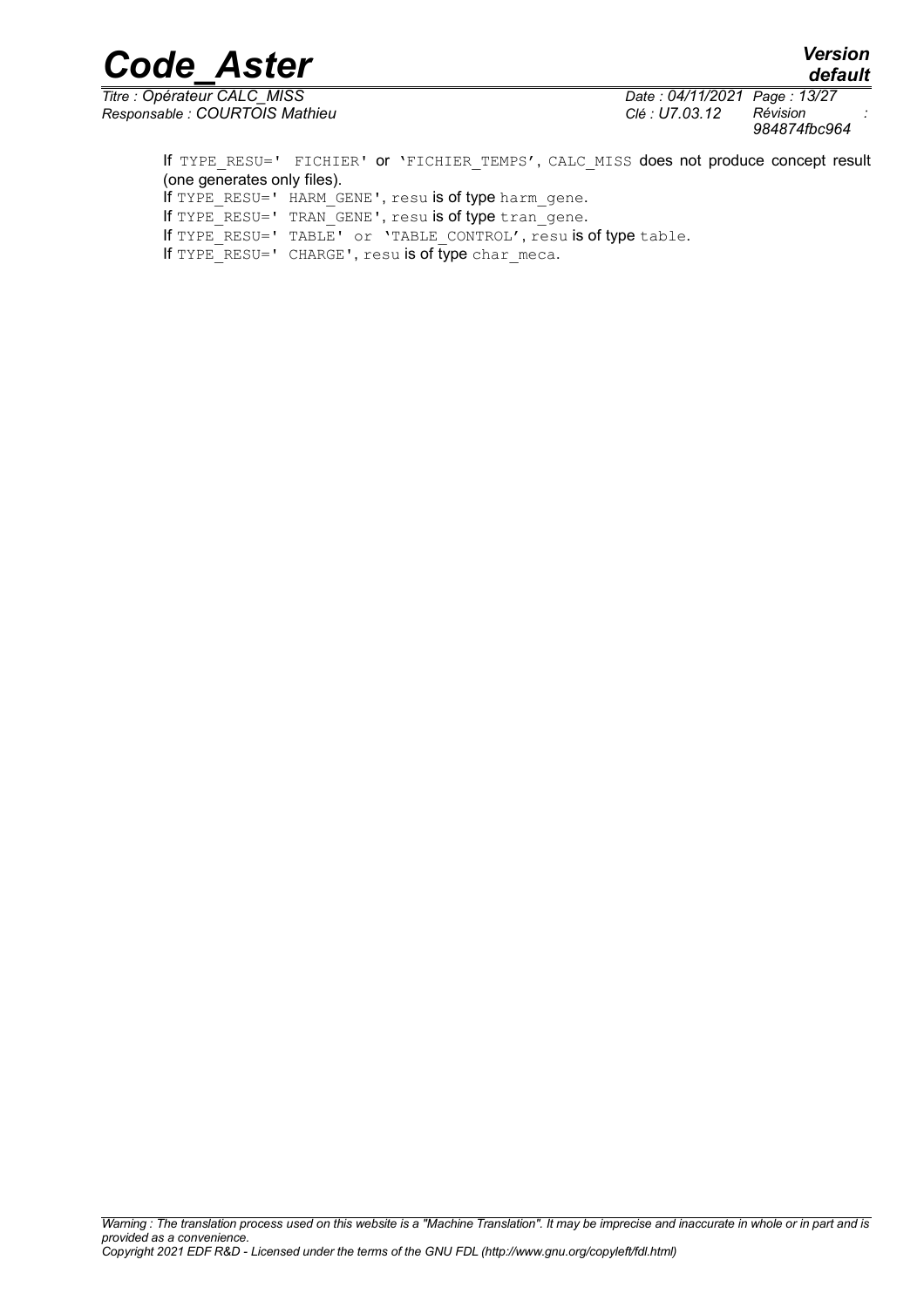If `TYPE_RESU=' FICHIER'` or `'FICHIER_TEMPS'`, `CALC_MISS` does not produce concept result (one generates only files).

If `TYPE_RESU=' HARM_GENE'`, `resu` is of type `harm_gene`.

If `TYPE_RESU=' TRAN_GENE'`, `resu` is of type `tran_gene`.

If `TYPE_RESU=' TABLE' or 'TABLE_CONTROL'`, `resu` is of type `table`.

If `TYPE_RESU=' CHARGE'`, `resu` is of type `char_meca`.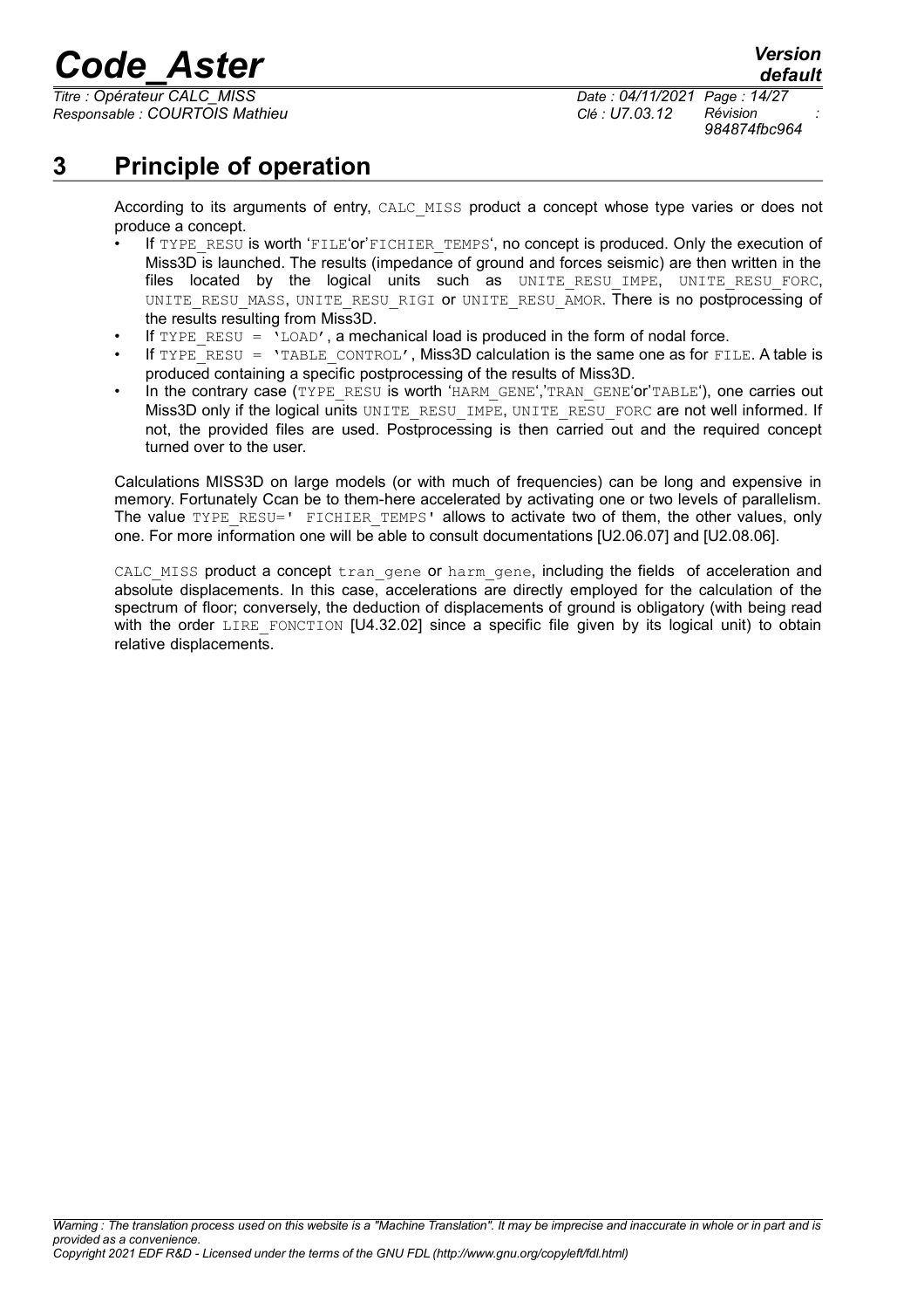# 3 Principle of operation

According to its arguments of entry, CALC_MISS product a concept whose type varies or does not produce a concept.

- If TYPE_RESU is worth 'FILE'or'FICHIER_TEMPS', no concept is produced. Only the execution of Miss3D is launched. The results (impedance of ground and forces seismic) are then written in the files located by the logical units such as UNITE_RESU_IMPE, UNITE_RESU_FORC, UNITE_RESU_MASS, UNITE_RESU_RIGI or UNITE_RESU_AMOR. There is no postprocessing of the results resulting from Miss3D.
- If TYPE_RESU = 'LOAD', a mechanical load is produced in the form of nodal force.
- If TYPE_RESU = 'TABLE_CONTROL', Miss3D calculation is the same one as for FILE. A table is produced containing a specific postprocessing of the results of Miss3D.
- In the contrary case (TYPE_RESU is worth 'HARM_GENE','TRAN_GENE'or'TABLE'), one carries out Miss3D only if the logical units UNITE_RESU_IMPE, UNITE_RESU_FORC are not well informed. If not, the provided files are used. Postprocessing is then carried out and the required concept turned over to the user.

Calculations MISS3D on large models (or with much of frequencies) can be long and expensive in memory. Fortunately Ccan be to them-here accelerated by activating one or two levels of parallelism. The value TYPE_RESU=' FICHIER_TEMPS' allows to activate two of them, the other values, only one. For more information one will be able to consult documentations [U2.06.07] and [U2.08.06].

CALC_MISS product a concept tran_gene or harm_gene, including the fields of acceleration and absolute displacements. In this case, accelerations are directly employed for the calculation of the spectrum of floor; conversely, the deduction of displacements of ground is obligatory (with being read with the order LIRE_FONCTION [U4.32.02] since a specific file given by its logical unit) to obtain relative displacements.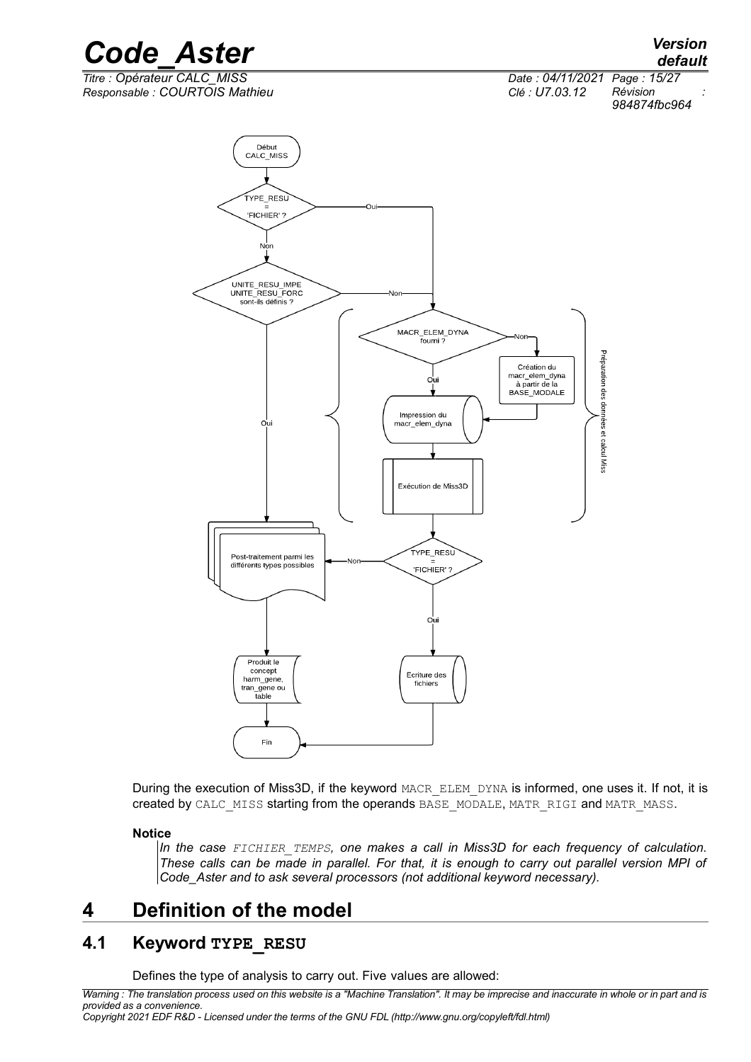During the execution of Miss3D, if the keyword MACR_ELEM_DYNA is informed, one uses it. If not, it is created by CALC_MISS starting from the operands BASE_MODALE, MATR_RIGI and MATR_MASS.

**Notice**

*In the case FICHIER_TEMPS, one makes a call in Miss3D for each frequency of calculation. These calls can be made in parallel. For that, it is enough to carry out parallel version MPI of Code_Aster and to ask several processors (not additional keyword necessary).*

# 4 Definition of the model

## 4.1 Keyword TYPE_RESU

Defines the type of analysis to carry out. Five values are allowed: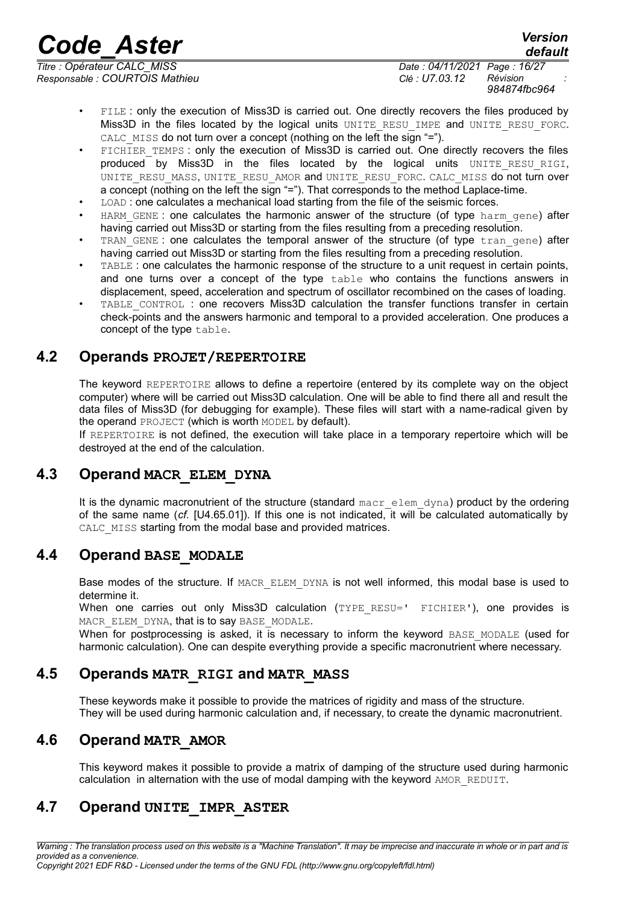- FILE : only the execution of Miss3D is carried out. One directly recovers the files produced by Miss3D in the files located by the logical units UNITE_RESU_IMPE and UNITE_RESU_FORC. CALC_MISS do not turn over a concept (nothing on the left the sign "=").
- FICHIER_TEMPS : only the execution of Miss3D is carried out. One directly recovers the files produced by Miss3D in the files located by the logical units UNITE_RESU_RIGI, UNITE_RESU_MASS, UNITE_RESU_AMOR and UNITE_RESU_FORC. CALC_MISS do not turn over a concept (nothing on the left the sign "="). That corresponds to the method Laplace-time.
- LOAD : one calculates a mechanical load starting from the file of the seismic forces.
- HARM_GENE : one calculates the harmonic answer of the structure (of type harm_gene) after having carried out Miss3D or starting from the files resulting from a preceding resolution.
- TRAN_GENE : one calculates the temporal answer of the structure (of type tran_gene) after having carried out Miss3D or starting from the files resulting from a preceding resolution.
- TABLE : one calculates the harmonic response of the structure to a unit request in certain points, and one turns over a concept of the type table who contains the functions answers in displacement, speed, acceleration and spectrum of oscillator recombined on the cases of loading.
- TABLE_CONTROL : one recovers Miss3D calculation the transfer functions transfer in certain check-points and the answers harmonic and temporal to a provided acceleration. One produces a concept of the type table.

## 4.2 Operands PROJET/REPERTOIRE

The keyword REPERTOIRE allows to define a repertoire (entered by its complete way on the object computer) where will be carried out Miss3D calculation. One will be able to find there all and result the data files of Miss3D (for debugging for example). These files will start with a name-radical given by the operand PROJECT (which is worth MODEL by default).

If REPERTOIRE is not defined, the execution will take place in a temporary repertoire which will be destroyed at the end of the calculation.

## 4.3 Operand MACR_ELEM_DYNA

It is the dynamic macronutrient of the structure (standard macr_elem_dyna) product by the ordering of the same name (*cf.* [U4.65.01]). If this one is not indicated, it will be calculated automatically by CALC_MISS starting from the modal base and provided matrices.

## 4.4 Operand BASE_MODALE

Base modes of the structure. If MACR_ELEM_DYNA is not well informed, this modal base is used to determine it.

When one carries out only Miss3D calculation (TYPE_RESU=' FICHIER'), one provides is MACR_ELEM_DYNA, that is to say BASE_MODALE.

When for postprocessing is asked, it is necessary to inform the keyword BASE_MODALE (used for harmonic calculation). One can despite everything provide a specific macronutrient where necessary.

## 4.5 Operands MATR_RIGI and MATR_MASS

These keywords make it possible to provide the matrices of rigidity and mass of the structure.
They will be used during harmonic calculation and, if necessary, to create the dynamic macronutrient.

## 4.6 Operand MATR_AMOR

This keyword makes it possible to provide a matrix of damping of the structure used during harmonic calculation in alternation with the use of modal damping with the keyword AMOR_REDUIT.

## 4.7 Operand UNITE_IMPR_ASTER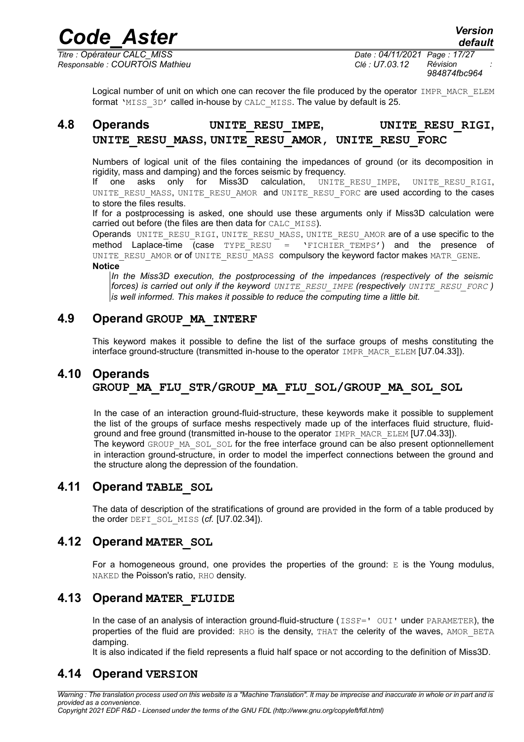Logical number of unit on which one can recover the file produced by the operator `IMPR_MACR_ELEM` format 'MISS_3D' called in-house by `CALC_MISS`. The value by default is 25.

## 4.8 Operands UNITE_RESU_IMPE, UNITE_RESU_RIGI, UNITE_RESU_MASS, UNITE_RESU_AMOR, UNITE_RESU_FORC

Numbers of logical unit of the files containing the impedances of ground (or its decomposition in rigidity, mass and damping) and the forces seismic by frequency.

If one asks only for Miss3D calculation, `UNITE_RESU_IMPE`, `UNITE_RESU_RIGI`, `UNITE_RESU_MASS`, `UNITE_RESU_AMOR` and `UNITE_RESU_FORC` are used according to the cases to store the files results.

If for a postprocessing is asked, one should use these arguments only if Miss3D calculation were carried out before (the files are then data for `CALC_MISS`).

Operands `UNITE_RESU_RIGI`, `UNITE_RESU_MASS`, `UNITE_RESU_AMOR` are of a use specific to the method Laplace-time (case `TYPE_RESU = 'FICHIER_TEMPS'`) and the presence of `UNITE_RESU_AMOR` or of `UNITE_RESU_MASS` compulsory the keyword factor makes `MATR_GENE`.

**Notice**

*In the Miss3D execution, the postprocessing of the impedances (respectively of the seismic forces) is carried out only if the keyword `UNITE_RESU_IMPE` (respectively `UNITE_RESU_FORC`) is well informed. This makes it possible to reduce the computing time a little bit.*

## 4.9 Operand GROUP_MA_INTERF

This keyword makes it possible to define the list of the surface groups of meshs constituting the interface ground-structure (transmitted in-house to the operator `IMPR_MACR_ELEM` [U7.04.33]).

## 4.10 Operands GROUP_MA_FLU_STR/GROUP_MA_FLU_SOL/GROUP_MA_SOL_SOL

In the case of an interaction ground-fluid-structure, these keywords make it possible to supplement the list of the groups of surface meshs respectively made up of the interfaces fluid structure, fluid-ground and free ground (transmitted in-house to the operator `IMPR_MACR_ELEM` [U7.04.33]).

The keyword `GROUP_MA_SOL_SOL` for the free interface ground can be also present optionnellement in interaction ground-structure, in order to model the imperfect connections between the ground and the structure along the depression of the foundation.

## 4.11 Operand TABLE_SOL

The data of description of the stratifications of ground are provided in the form of a table produced by the order `DEFI_SOL_MISS` (*cf.* [U7.02.34]).

## 4.12 Operand MATER_SOL

For a homogeneous ground, one provides the properties of the ground: `E` is the Young modulus, `NAKED` the Poisson's ratio, `RHO` density.

## 4.13 Operand MATER_FLUIDE

In the case of an analysis of interaction ground-fluid-structure (`ISSF=' OUI'` under `PARAMETER`), the properties of the fluid are provided: `RHO` is the density, `THAT` the celerity of the waves, `AMOR_BETA` damping.

It is also indicated if the field represents a fluid half space or not according to the definition of Miss3D.

## 4.14 Operand VERSION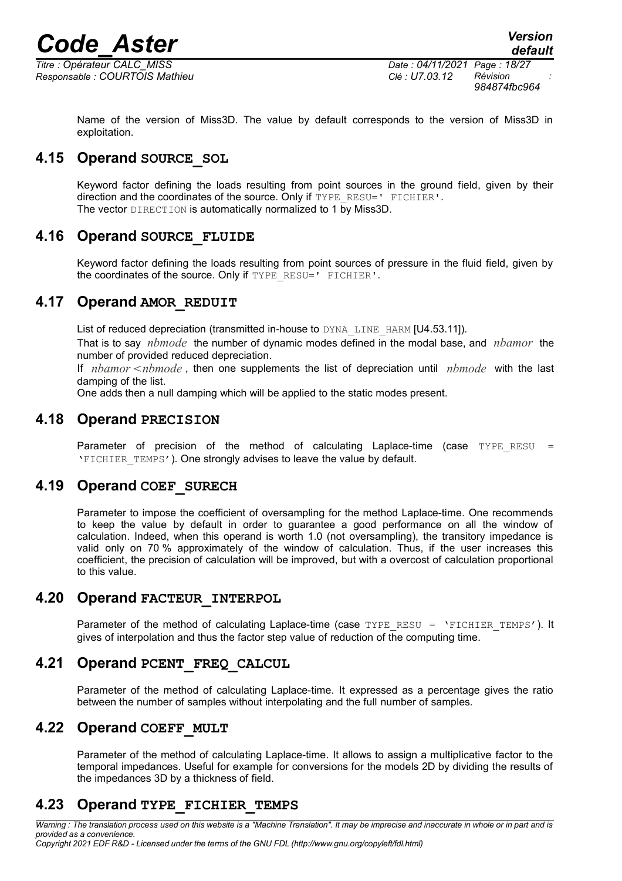Name of the version of Miss3D. The value by default corresponds to the version of Miss3D in exploitation.

## 4.15 Operand SOURCE_SOL

Keyword factor defining the loads resulting from point sources in the ground field, given by their direction and the coordinates of the source. Only if TYPE_RESU=' FICHIER'.
The vector DIRECTION is automatically normalized to 1 by Miss3D.

## 4.16 Operand SOURCE_FLUIDE

Keyword factor defining the loads resulting from point sources of pressure in the fluid field, given by the coordinates of the source. Only if TYPE_RESU=' FICHIER'.

## 4.17 Operand AMOR_REDUIT

List of reduced depreciation (transmitted in-house to DYNA_LINE_HARM [U4.53.11]).

That is to say $nbmode$ the number of dynamic modes defined in the modal base, and $nbamor$ the number of provided reduced depreciation.

If $nbamor < nbmode$, then one supplements the list of depreciation until $nbmode$ with the last damping of the list.

One adds then a null damping which will be applied to the static modes present.

## 4.18 Operand PRECISION

Parameter of precision of the method of calculating Laplace-time (case TYPE_RESU = 'FICHIER_TEMPS'). One strongly advises to leave the value by default.

## 4.19 Operand COEF_SURECH

Parameter to impose the coefficient of oversampling for the method Laplace-time. One recommends to keep the value by default in order to guarantee a good performance on all the window of calculation. Indeed, when this operand is worth 1.0 (not oversampling), the transitory impedance is valid only on 70 % approximately of the window of calculation. Thus, if the user increases this coefficient, the precision of calculation will be improved, but with a overcost of calculation proportional to this value.

## 4.20 Operand FACTEUR_INTERPOL

Parameter of the method of calculating Laplace-time (case TYPE_RESU = 'FICHIER_TEMPS'). It gives of interpolation and thus the factor step value of reduction of the computing time.

## 4.21 Operand PCENT_FREQ_CALCUL

Parameter of the method of calculating Laplace-time. It expressed as a percentage gives the ratio between the number of samples without interpolating and the full number of samples.

## 4.22 Operand COEFF_MULT

Parameter of the method of calculating Laplace-time. It allows to assign a multiplicative factor to the temporal impedances. Useful for example for conversions for the models 2D by dividing the results of the impedances 3D by a thickness of field.

## 4.23 Operand TYPE_FICHIER_TEMPS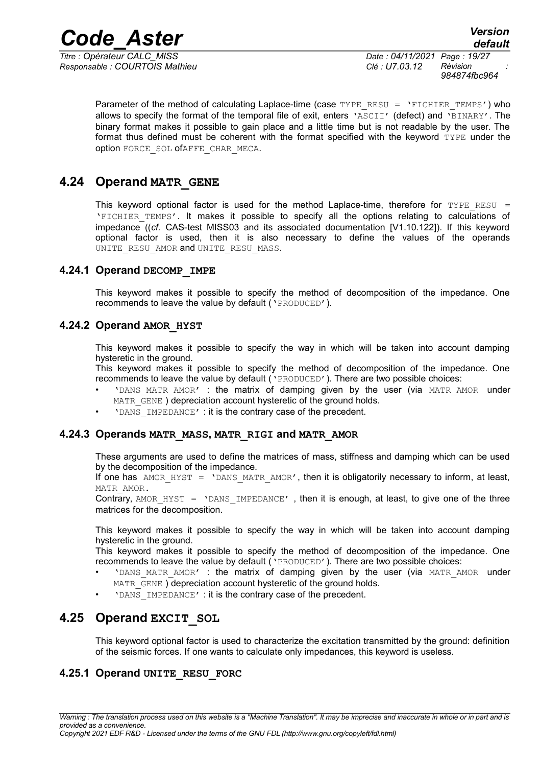Parameter of the method of calculating Laplace-time (case TYPE_RESU = 'FICHIER_TEMPS') who allows to specify the format of the temporal file of exit, enters 'ASCII' (defect) and 'BINARY'. The binary format makes it possible to gain place and a little time but is not readable by the user. The format thus defined must be coherent with the format specified with the keyword TYPE under the option FORCE_SOL ofAFFE_CHAR_MECA.

## 4.24 Operand MATR_GENE

This keyword optional factor is used for the method Laplace-time, therefore for TYPE_RESU = 'FICHIER_TEMPS'. It makes it possible to specify all the options relating to calculations of impedance ((*cf.* CAS-test MISS03 and its associated documentation [V1.10.122]). If this keyword optional factor is used, then it is also necessary to define the values of the operands UNITE_RESU_AMOR and UNITE_RESU_MASS.

### 4.24.1 Operand DECOMP_IMPE

This keyword makes it possible to specify the method of decomposition of the impedance. One recommends to leave the value by default ('PRODUCED').

### 4.24.2 Operand AMOR_HYST

This keyword makes it possible to specify the way in which will be taken into account damping hysteretic in the ground.
This keyword makes it possible to specify the method of decomposition of the impedance. One recommends to leave the value by default ('PRODUCED'). There are two possible choices:

- 'DANS_MATR_AMOR' : the matrix of damping given by the user (via MATR_AMOR under MATR_GENE ) depreciation account hysteretic of the ground holds.
- 'DANS_IMPEDANCE' : it is the contrary case of the precedent.

### 4.24.3 Operands MATR_MASS, MATR_RIGI and MATR_AMOR

These arguments are used to define the matrices of mass, stiffness and damping which can be used by the decomposition of the impedance.
If one has AMOR_HYST = 'DANS_MATR_AMOR', then it is obligatorily necessary to inform, at least, MATR_AMOR.
Contrary, AMOR_HYST = 'DANS_IMPEDANCE' , then it is enough, at least, to give one of the three matrices for the decomposition.

This keyword makes it possible to specify the way in which will be taken into account damping hysteretic in the ground.
This keyword makes it possible to specify the method of decomposition of the impedance. One recommends to leave the value by default ('PRODUCED'). There are two possible choices:

- 'DANS_MATR_AMOR' : the matrix of damping given by the user (via MATR_AMOR under MATR_GENE ) depreciation account hysteretic of the ground holds.
- 'DANS_IMPEDANCE' : it is the contrary case of the precedent.

## 4.25 Operand EXCIT_SOL

This keyword optional factor is used to characterize the excitation transmitted by the ground: definition of the seismic forces. If one wants to calculate only impedances, this keyword is useless.

### 4.25.1 Operand UNITE_RESU_FORC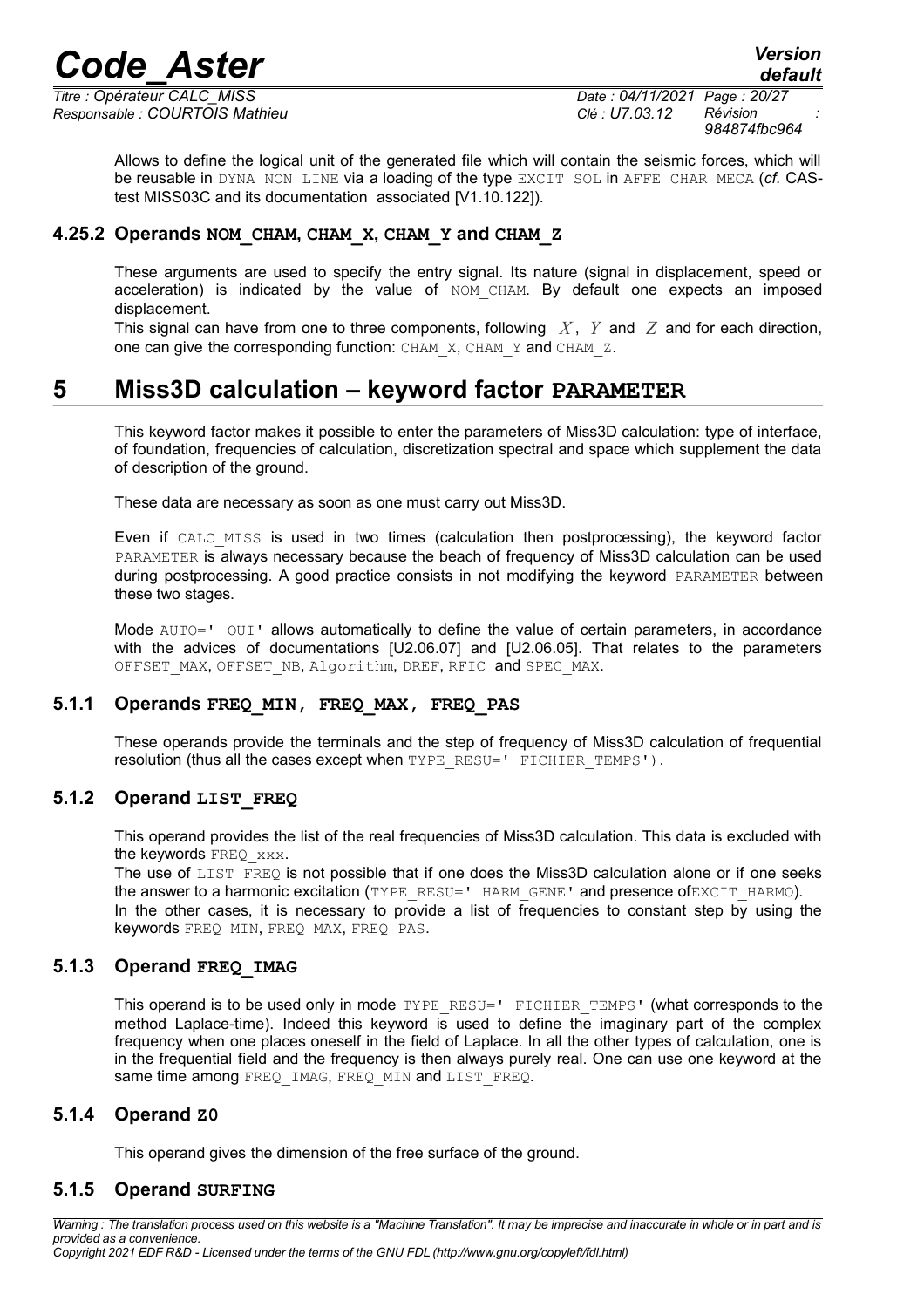Allows to define the logical unit of the generated file which will contain the seismic forces, which will be reusable in DYNA_NON_LINE via a loading of the type EXCIT_SOL in AFFE_CHAR_MECA (*cf.* CAS-test MISS03C and its documentation associated [V1.10.122]).

### 4.25.2 Operands NOM_CHAM, CHAM_X, CHAM_Y and CHAM_Z

These arguments are used to specify the entry signal. Its nature (signal in displacement, speed or acceleration) is indicated by the value of NOM_CHAM. By default one expects an imposed displacement.

This signal can have from one to three components, following $X$, $Y$ and $Z$ and for each direction, one can give the corresponding function: CHAM_X, CHAM_Y and CHAM_Z.

# 5 Miss3D calculation – keyword factor PARAMETER

This keyword factor makes it possible to enter the parameters of Miss3D calculation: type of interface, of foundation, frequencies of calculation, discretization spectral and space which supplement the data of description of the ground.

These data are necessary as soon as one must carry out Miss3D.

Even if CALC_MISS is used in two times (calculation then postprocessing), the keyword factor PARAMETER is always necessary because the beach of frequency of Miss3D calculation can be used during postprocessing. A good practice consists in not modifying the keyword PARAMETER between these two stages.

Mode AUTO=' OUI' allows automatically to define the value of certain parameters, in accordance with the advices of documentations [U2.06.07] and [U2.06.05]. That relates to the parameters OFFSET_MAX, OFFSET_NB, Algorithm, DREF, RFIC and SPEC_MAX.

### 5.1.1 Operands FREQ_MIN, FREQ_MAX, FREQ_PAS

These operands provide the terminals and the step of frequency of Miss3D calculation of frequential resolution (thus all the cases except when TYPE_RESU=' FICHIER_TEMPS').

### 5.1.2 Operand LIST_FREQ

This operand provides the list of the real frequencies of Miss3D calculation. This data is excluded with the keywords FREQ_xxx.

The use of LIST_FREQ is not possible that if one does the Miss3D calculation alone or if one seeks the answer to a harmonic excitation (TYPE_RESU=' HARM_GENE' and presence ofEXCIT_HARMO).

In the other cases, it is necessary to provide a list of frequencies to constant step by using the keywords FREQ_MIN, FREQ_MAX, FREQ_PAS.

### 5.1.3 Operand FREQ_IMAG

This operand is to be used only in mode TYPE_RESU=' FICHIER_TEMPS' (what corresponds to the method Laplace-time). Indeed this keyword is used to define the imaginary part of the complex frequency when one places oneself in the field of Laplace. In all the other types of calculation, one is in the frequential field and the frequency is then always purely real. One can use one keyword at the same time among FREQ_IMAG, FREQ_MIN and LIST_FREQ.

### 5.1.4 Operand Z0

This operand gives the dimension of the free surface of the ground.

### 5.1.5 Operand SURFING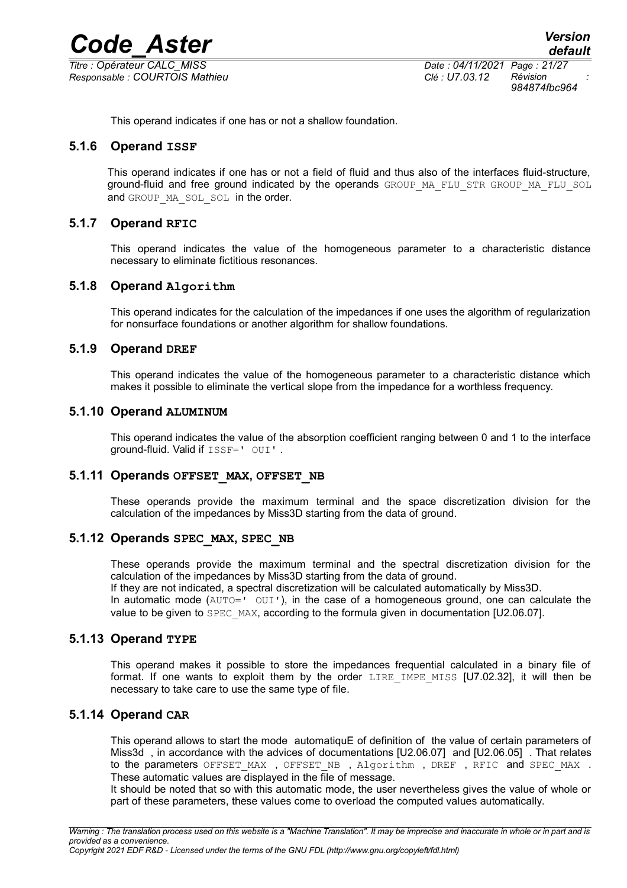This operand indicates if one has or not a shallow foundation.

### 5.1.6 Operand ISSF

This operand indicates if one has or not a field of fluid and thus also of the interfaces fluid-structure, ground-fluid and free ground indicated by the operands GROUP_MA_FLU_STR GROUP_MA_FLU_SOL and GROUP_MA_SOL_SOL in the order.

### 5.1.7 Operand RFIC

This operand indicates the value of the homogeneous parameter to a characteristic distance necessary to eliminate fictitious resonances.

### 5.1.8 Operand Algorithm

This operand indicates for the calculation of the impedances if one uses the algorithm of regularization for nonsurface foundations or another algorithm for shallow foundations.

### 5.1.9 Operand DREF

This operand indicates the value of the homogeneous parameter to a characteristic distance which makes it possible to eliminate the vertical slope from the impedance for a worthless frequency.

### 5.1.10 Operand ALUMINUM

This operand indicates the value of the absorption coefficient ranging between 0 and 1 to the interface ground-fluid. Valid if ISSF=' OUI' .

### 5.1.11 Operands OFFSET_MAX, OFFSET_NB

These operands provide the maximum terminal and the space discretization division for the calculation of the impedances by Miss3D starting from the data of ground.

### 5.1.12 Operands SPEC_MAX, SPEC_NB

These operands provide the maximum terminal and the spectral discretization division for the calculation of the impedances by Miss3D starting from the data of ground.
If they are not indicated, a spectral discretization will be calculated automatically by Miss3D.
In automatic mode (AUTO=' OUI'), in the case of a homogeneous ground, one can calculate the value to be given to SPEC_MAX, according to the formula given in documentation [U2.06.07].

### 5.1.13 Operand TYPE

This operand makes it possible to store the impedances frequential calculated in a binary file of format. If one wants to exploit them by the order LIRE_IMPE_MISS [U7.02.32], it will then be necessary to take care to use the same type of file.

### 5.1.14 Operand CAR

This operand allows to start the mode automatiquE of definition of the value of certain parameters of Miss3d , in accordance with the advices of documentations [U2.06.07] and [U2.06.05] . That relates to the parameters OFFSET_MAX , OFFSET_NB , Algorithm , DREF , RFIC and SPEC_MAX . These automatic values are displayed in the file of message.
It should be noted that so with this automatic mode, the user nevertheless gives the value of whole or part of these parameters, these values come to overload the computed values automatically.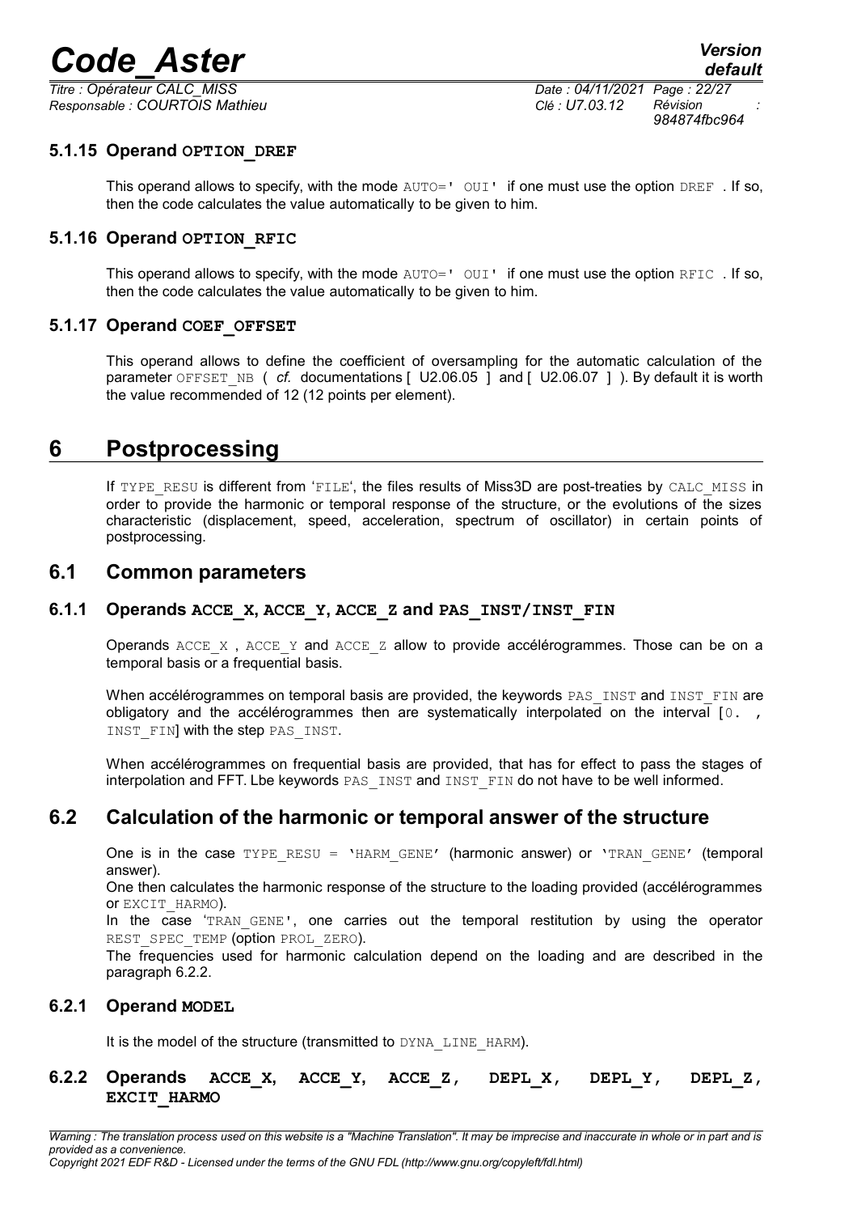### 5.1.15 Operand **OPTION_DREF**

This operand allows to specify, with the mode AUTO=' OUI' if one must use the option DREF . If so, then the code calculates the value automatically to be given to him.

### 5.1.16 Operand **OPTION_RFIC**

This operand allows to specify, with the mode AUTO=' OUI' if one must use the option RFIC . If so, then the code calculates the value automatically to be given to him.

### 5.1.17 Operand **COEF_OFFSET**

This operand allows to define the coefficient of oversampling for the automatic calculation of the parameter OFFSET_NB ( *cf.* documentations [ U2.06.05 ] and [ U2.06.07 ] ). By default it is worth the value recommended of 12 (12 points per element).

# 6 Postprocessing

If TYPE_RESU is different from 'FILE', the files results of Miss3D are post-treaties by CALC_MISS in order to provide the harmonic or temporal response of the structure, or the evolutions of the sizes characteristic (displacement, speed, acceleration, spectrum of oscillator) in certain points of postprocessing.

## 6.1 Common parameters

### 6.1.1 Operands **ACCE_X**, **ACCE_Y**, **ACCE_Z** and **PAS_INST/INST_FIN**

Operands ACCE_X , ACCE_Y and ACCE_Z allow to provide accélérogrammes. Those can be on a temporal basis or a frequential basis.

When accélérogrammes on temporal basis are provided, the keywords PAS_INST and INST_FIN are obligatory and the accélérogrammes then are systematically interpolated on the interval [0. , INST_FIN] with the step PAS_INST.

When accélérogrammes on frequential basis are provided, that has for effect to pass the stages of interpolation and FFT. Lbe keywords PAS_INST and INST_FIN do not have to be well informed.

## 6.2 Calculation of the harmonic or temporal answer of the structure

One is in the case TYPE_RESU = 'HARM_GENE' (harmonic answer) or 'TRAN_GENE' (temporal answer).

One then calculates the harmonic response of the structure to the loading provided (accélérogrammes or EXCIT_HARMO).

In the case 'TRAN_GENE', one carries out the temporal restitution by using the operator REST_SPEC_TEMP (option PROL_ZERO).

The frequencies used for harmonic calculation depend on the loading and are described in the paragraph 6.2.2.

### 6.2.1 Operand **MODEL**

It is the model of the structure (transmitted to DYNA_LINE_HARM).

### 6.2.2 Operands **ACCE_X**, **ACCE_Y**, **ACCE_Z**, **DEPL_X**, **DEPL_Y**, **DEPL_Z**, **EXCIT_HARMO**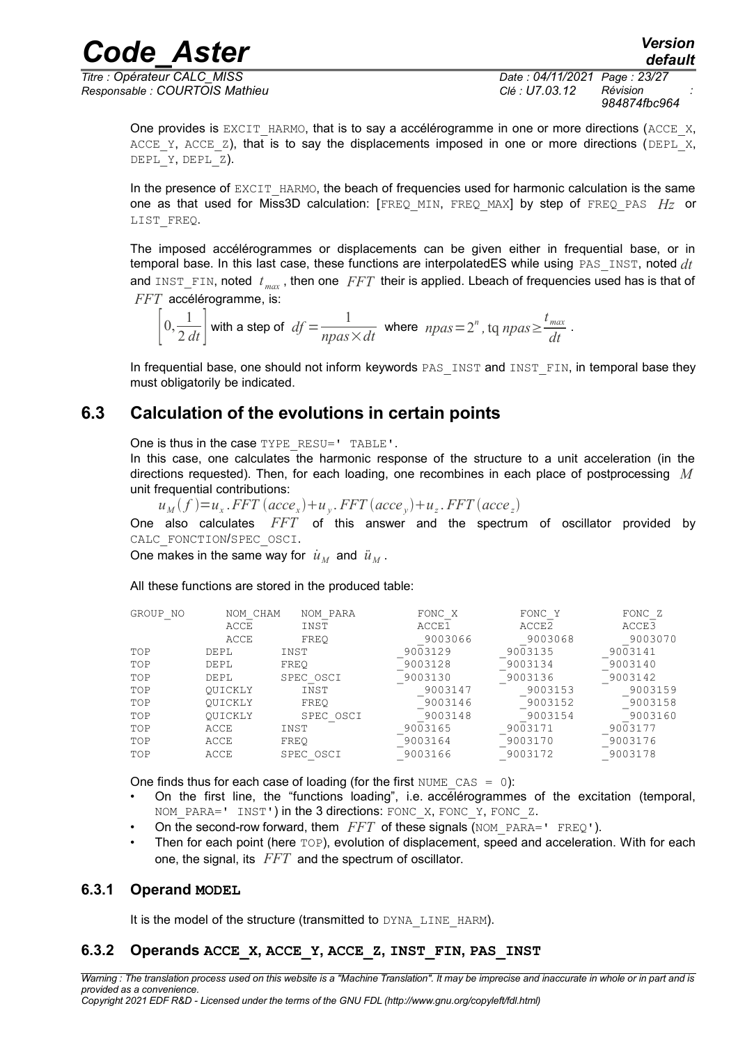One provides is EXCIT_HARMO, that is to say a accélérogramme in one or more directions (ACCE_X, ACCE_Y, ACCE_Z), that is to say the displacements imposed in one or more directions (DEPL_X, DEPL_Y, DEPL_Z).

In the presence of EXCIT_HARMO, the beach of frequencies used for harmonic calculation is the same one as that used for Miss3D calculation: [FREQ_MIN, FREQ_MAX] by step of FREQ_PAS $Hz$ or LIST_FREQ.

The imposed accélérogrammes or displacements can be given either in frequential base, or in temporal base. In this last case, these functions are interpolatedES while using PAS_INST, noted $dt$ and INST_FIN, noted $t_{max}$, then one $FFT$ their is applied. Lbeach of frequencies used has is that of $FFT$ accélérogramme, is:

$$\left[0, \frac{1}{2\,dt}\right] \text{ with a step of } df = \frac{1}{npas \times dt} \text{ where } npas = 2^n, \text{tq } npas \geq \frac{t_{max}}{dt}.$$

In frequential base, one should not inform keywords PAS_INST and INST_FIN, in temporal base they must obligatorily be indicated.

## 6.3 Calculation of the evolutions in certain points

One is thus in the case TYPE_RESU=' TABLE'.

In this case, one calculates the harmonic response of the structure to a unit acceleration (in the directions requested). Then, for each loading, one recombines in each place of postprocessing $M$ unit frequential contributions:

$$u_M(f) = u_x.FFT(acce_x) + u_y.FFT(acce_y) + u_z.FFT(acce_z)$$

One also calculates $FFT$ of this answer and the spectrum of oscillator provided by CALC_FONCTION/SPEC_OSCI.

One makes in the same way for $\dot{u}_M$ and $\ddot{u}_M$.

All these functions are stored in the produced table:

| GROUP_NO | NOM_CHAM | NOM_PARA | FONC_X | FONC_Y | FONC_Z |
|---|---|---|---|---|---|
| | ACCE | INST | ACCE1 | ACCE2 | ACCE3 |
| | ACCE | FREQ | _9003066 | _9003068 | _9003070 |
| TOP | DEPL | INST | _9003129 | _9003135 | _9003141 |
| TOP | DEPL | FREQ | _9003128 | _9003134 | _9003140 |
| TOP | DEPL | SPEC_OSCI | _9003130 | _9003136 | _9003142 |
| TOP | QUICKLY | INST | _9003147 | _9003153 | _9003159 |
| TOP | QUICKLY | FREQ | _9003146 | _9003152 | _9003158 |
| TOP | QUICKLY | SPEC_OSCI | _9003148 | _9003154 | _9003160 |
| TOP | ACCE | INST | _9003165 | _9003171 | _9003177 |
| TOP | ACCE | FREQ | _9003164 | _9003170 | _9003176 |
| TOP | ACCE | SPEC_OSCI | _9003166 | _9003172 | _9003178 |

One finds thus for each case of loading (for the first NUME_CAS = 0):

- On the first line, the "functions loading", i.e. accélérogrammes of the excitation (temporal, NOM_PARA=' INST') in the 3 directions: FONC_X, FONC_Y, FONC_Z.
- On the second-row forward, them $FFT$ of these signals (NOM_PARA=' FREQ').
- Then for each point (here TOP), evolution of displacement, speed and acceleration. With for each one, the signal, its $FFT$ and the spectrum of oscillator.

### 6.3.1 Operand **MODEL**

It is the model of the structure (transmitted to DYNA_LINE_HARM).

### 6.3.2 Operands **ACCE_X, ACCE_Y, ACCE_Z, INST_FIN, PAS_INST**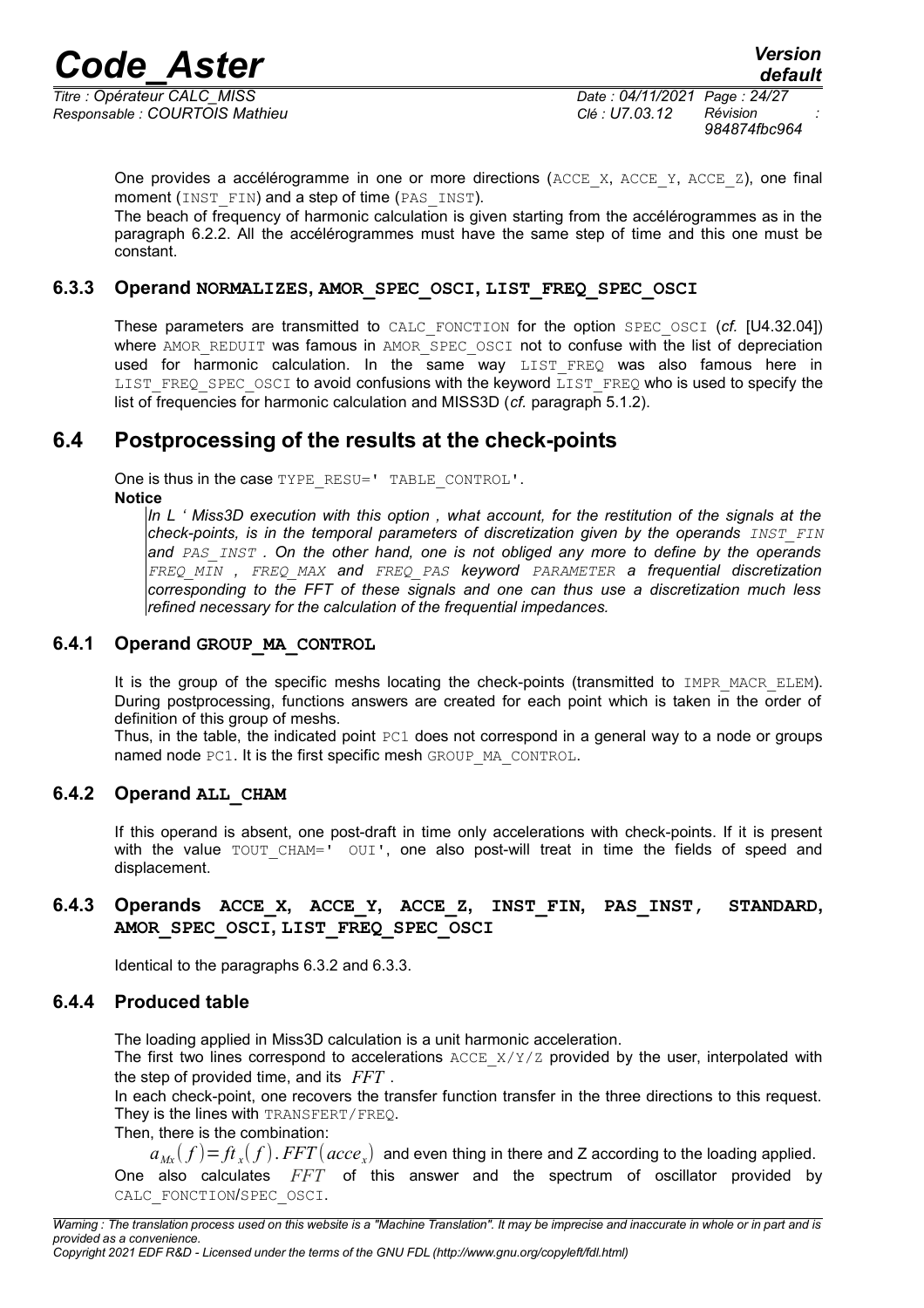One provides a accélérogramme in one or more directions (ACCE_X, ACCE_Y, ACCE_Z), one final moment (INST_FIN) and a step of time (PAS_INST).

The beach of frequency of harmonic calculation is given starting from the accélérogrammes as in the paragraph 6.2.2. All the accélérogrammes must have the same step of time and this one must be constant.

### 6.3.3 Operand NORMALIZES, AMOR_SPEC_OSCI, LIST_FREQ_SPEC_OSCI

These parameters are transmitted to CALC_FONCTION for the option SPEC_OSCI (*cf.* [U4.32.04]) where AMOR_REDUIT was famous in AMOR_SPEC_OSCI not to confuse with the list of depreciation used for harmonic calculation. In the same way LIST_FREQ was also famous here in LIST_FREQ_SPEC_OSCI to avoid confusions with the keyword LIST_FREQ who is used to specify the list of frequencies for harmonic calculation and MISS3D (*cf.* paragraph 5.1.2).

## 6.4 Postprocessing of the results at the check-points

One is thus in the case TYPE_RESU=' TABLE_CONTROL'.

**Notice**

*In L ' Miss3D execution with this option , what account, for the restitution of the signals at the check-points, is in the temporal parameters of discretization given by the operands INST_FIN and PAS_INST . On the other hand, one is not obliged any more to define by the operands FREQ_MIN , FREQ_MAX and FREQ_PAS keyword PARAMETER a frequential discretization corresponding to the FFT of these signals and one can thus use a discretization much less refined necessary for the calculation of the frequential impedances.*

### 6.4.1 Operand GROUP_MA_CONTROL

It is the group of the specific meshs locating the check-points (transmitted to IMPR_MACR_ELEM). During postprocessing, functions answers are created for each point which is taken in the order of definition of this group of meshs.

Thus, in the table, the indicated point PC1 does not correspond in a general way to a node or groups named node PC1. It is the first specific mesh GROUP_MA_CONTROL.

### 6.4.2 Operand ALL_CHAM

If this operand is absent, one post-draft in time only accelerations with check-points. If it is present with the value TOUT_CHAM=' OUI', one also post-will treat in time the fields of speed and displacement.

### 6.4.3 Operands ACCE_X, ACCE_Y, ACCE_Z, INST_FIN, PAS_INST, STANDARD, AMOR_SPEC_OSCI, LIST_FREQ_SPEC_OSCI

Identical to the paragraphs 6.3.2 and 6.3.3.

### 6.4.4 Produced table

The loading applied in Miss3D calculation is a unit harmonic acceleration.

The first two lines correspond to accelerations ACCE_X/Y/Z provided by the user, interpolated with the step of provided time, and its $FFT$ .

In each check-point, one recovers the transfer function transfer in the three directions to this request. They is the lines with TRANSFERT/FREQ.

Then, there is the combination:

$a_{Mx}(f) = ft_x(f).FFT(acce_x)$ and even thing in there and Z according to the loading applied.

One also calculates $FFT$ of this answer and the spectrum of oscillator provided by CALC_FONCTION/SPEC_OSCI.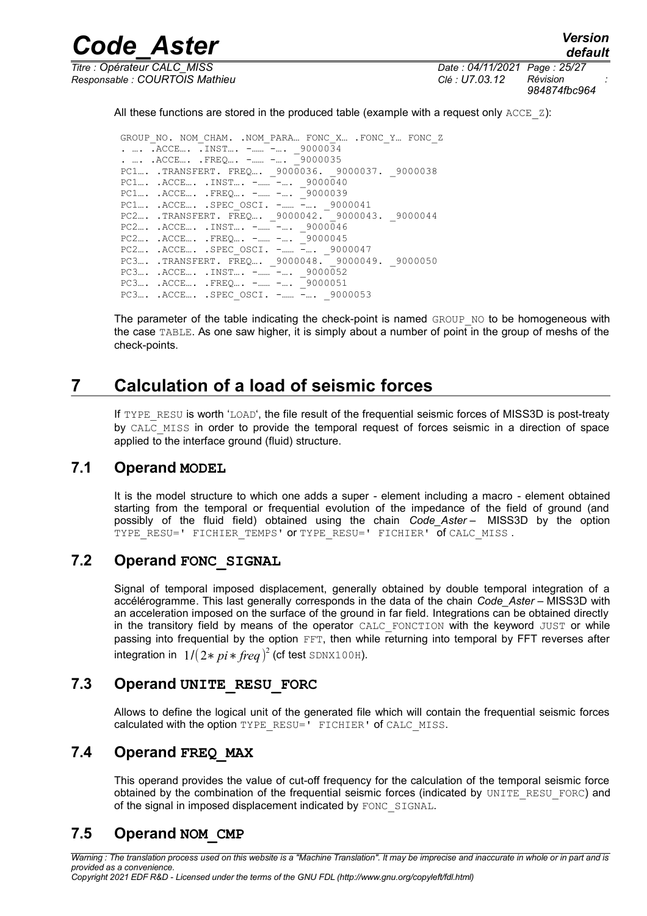All these functions are stored in the produced table (example with a request only ACCE_Z):

```
GROUP_NO. NOM_CHAM. .NOM_PARA… FONC_X… .FONC_Y… FONC_Z
. …. .ACCE…. .INST…. -…… -…. _9000034
. …. .ACCE…. .FREQ…. -…… -…. _9000035
PC1…. .TRANSFERT. FREQ…. _9000036. _9000037. _9000038
PC1…. .ACCE…. .INST…. -…… -…. _9000040
PC1…. .ACCE…. .FREQ…. -…… -…. _9000039
PC1…. .ACCE…. .SPEC_OSCI. -…… -…. _9000041
PC2…. .TRANSFERT. FREQ…. _9000042. _9000043. _9000044
PC2…. .ACCE…. .INST…. -…… -…. _9000046
PC2…. .ACCE…. .FREQ…. -…… -…. _9000045
PC2…. .ACCE…. .SPEC_OSCI. -…… -…. _9000047
PC3…. .TRANSFERT. FREQ…. _9000048. _9000049. _9000050
PC3…. .ACCE…. .INST…. -…… -…. _9000052
PC3…. .ACCE…. .FREQ…. -…… -…. _9000051
PC3…. .ACCE…. .SPEC_OSCI. -…… -…. _9000053
```

The parameter of the table indicating the check-point is named GROUP_NO to be homogeneous with the case TABLE. As one saw higher, it is simply about a number of point in the group of meshs of the check-points.

# 7 Calculation of a load of seismic forces

If TYPE_RESU is worth 'LOAD', the file result of the frequential seismic forces of MISS3D is post-treaty by CALC_MISS in order to provide the temporal request of forces seismic in a direction of space applied to the interface ground (fluid) structure.

## 7.1 Operand **MODEL**

It is the model structure to which one adds a super - element including a macro - element obtained starting from the temporal or frequential evolution of the impedance of the field of ground (and possibly of the fluid field) obtained using the chain *Code_Aster* – MISS3D by the option TYPE_RESU=' FICHIER_TEMPS' or TYPE_RESU=' FICHIER' of CALC_MISS .

## 7.2 Operand **FONC_SIGNAL**

Signal of temporal imposed displacement, generally obtained by double temporal integration of a accélérogramme. This last generally corresponds in the data of the chain *Code_Aster* – MISS3D with an acceleration imposed on the surface of the ground in far field. Integrations can be obtained directly in the transitory field by means of the operator CALC_FONCTION with the keyword JUST or while passing into frequential by the option FFT, then while returning into temporal by FFT reverses after integration in $1/(2*pi*freq)^2$ (cf test SDNX100H).

## 7.3 Operand **UNITE_RESU_FORC**

Allows to define the logical unit of the generated file which will contain the frequential seismic forces calculated with the option TYPE_RESU=' FICHIER' of CALC_MISS.

## 7.4 Operand **FREQ_MAX**

This operand provides the value of cut-off frequency for the calculation of the temporal seismic force obtained by the combination of the frequential seismic forces (indicated by UNITE_RESU_FORC) and of the signal in imposed displacement indicated by FONC_SIGNAL.

## 7.5 Operand **NOM_CMP**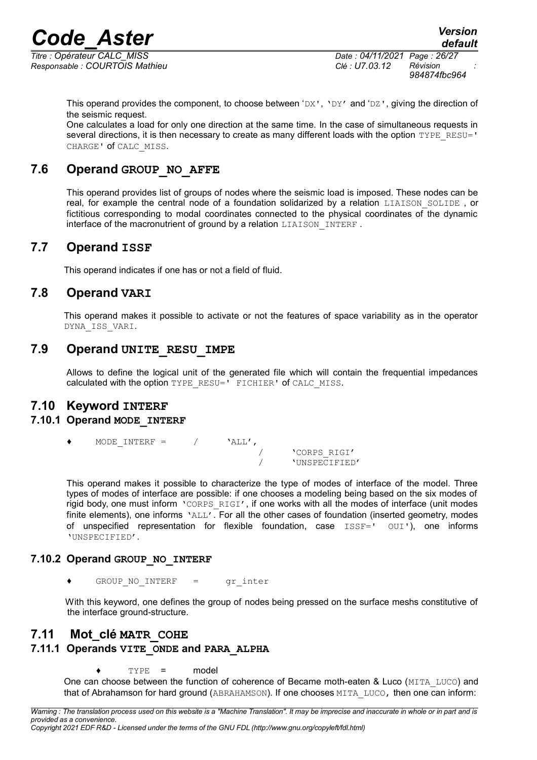This operand provides the component, to choose between 'DX', 'DY' and 'DZ', giving the direction of the seismic request.
One calculates a load for only one direction at the same time. In the case of simultaneous requests in several directions, it is then necessary to create as many different loads with the option TYPE_RESU=' CHARGE' of CALC_MISS.

## 7.6 Operand GROUP_NO_AFFE

This operand provides list of groups of nodes where the seismic load is imposed. These nodes can be real, for example the central node of a foundation solidarized by a relation LIAISON_SOLIDE , or fictitious corresponding to modal coordinates connected to the physical coordinates of the dynamic interface of the macronutrient of ground by a relation LIAISON_INTERF .

## 7.7 Operand ISSF

This operand indicates if one has or not a field of fluid.

## 7.8 Operand VARI

This operand makes it possible to activate or not the features of space variability as in the operator DYNA_ISS_VARI.

## 7.9 Operand UNITE_RESU_IMPE

Allows to define the logical unit of the generated file which will contain the frequential impedances calculated with the option TYPE_RESU=' FICHIER' of CALC_MISS.

## 7.10 Keyword INTERF

### 7.10.1 Operand MODE_INTERF

```
♦    MODE_INTERF =    /    'ALL',
                           /    'CORPS_RIGI'
                           /    'UNSPECIFIED'
```

This operand makes it possible to characterize the type of modes of interface of the model. Three types of modes of interface are possible: if one chooses a modeling being based on the six modes of rigid body, one must inform 'CORPS_RIGI', if one works with all the modes of interface (unit modes finite elements), one informs 'ALL'. For all the other cases of foundation (inserted geometry, modes of unspecified representation for flexible foundation, case ISSF=' OUI'), one informs 'UNSPECIFIED'.

### 7.10.2 Operand GROUP_NO_INTERF

```
♦    GROUP_NO_INTERF    =    gr_inter
```

With this keyword, one defines the group of nodes being pressed on the surface meshs constitutive of the interface ground-structure.

## 7.11 Mot_clé MATR_COHE

### 7.11.1 Operands VITE_ONDE and PARA_ALPHA

```
♦    TYPE    =    model
```

One can choose between the function of coherence of Became moth-eaten & Luco (MITA_LUCO) and that of Abrahamson for hard ground (ABRAHAMSON). If one chooses MITA_LUCO, then one can inform: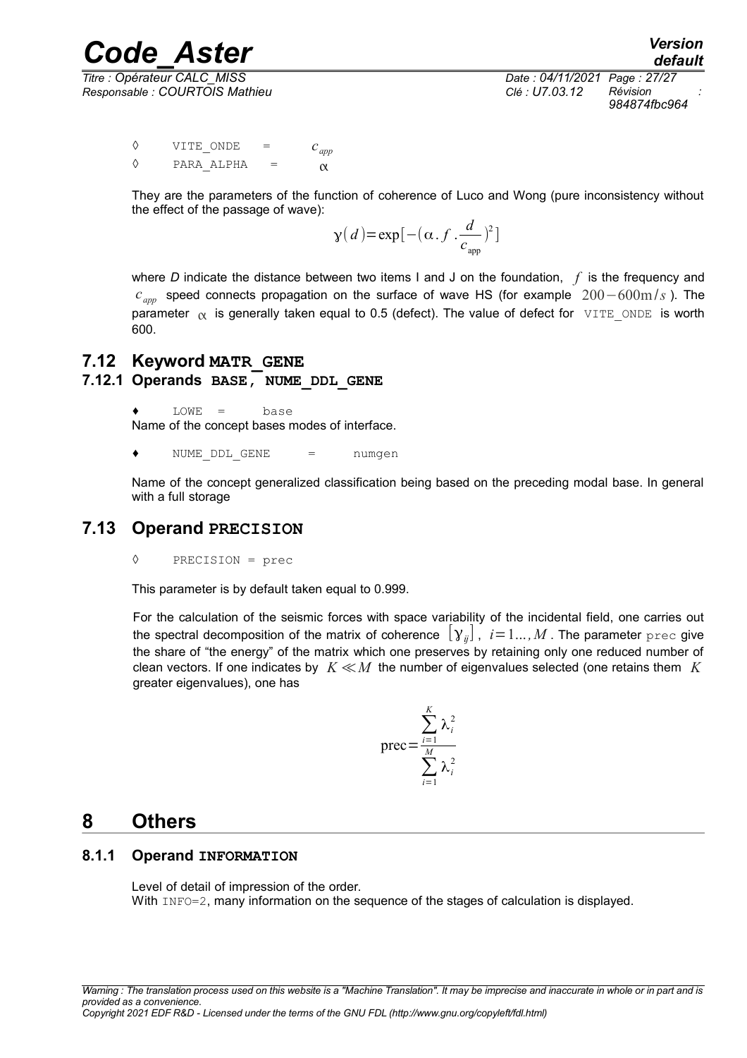◊ VITE_ONDE = $c_{app}$

◊ PARA_ALPHA = $\alpha$

They are the parameters of the function of coherence of Luco and Wong (pure inconsistency without the effect of the passage of wave):

$$\gamma(d) = \exp[-(\alpha . f . \frac{d}{c_{\mathrm{app}}})^2]$$

where *D* indicate the distance between two items I and J on the foundation, $f$ is the frequency and $c_{app}$ speed connects propagation on the surface of wave HS (for example $200-600 \mathrm{m}/s$ ). The parameter $\alpha$ is generally taken equal to 0.5 (defect). The value of defect for VITE_ONDE is worth 600.

## 7.12 Keyword MATR_GENE

### 7.12.1 Operands BASE, NUME_DDL_GENE

♦ LOWE = base

Name of the concept bases modes of interface.

♦ NUME_DDL_GENE = numgen

Name of the concept generalized classification being based on the preceding modal base. In general with a full storage

## 7.13 Operand PRECISION

◊ PRECISION = prec

This parameter is by default taken equal to 0.999.

For the calculation of the seismic forces with space variability of the incidental field, one carries out the spectral decomposition of the matrix of coherence $[\gamma_{ij}]$, $i=1...,M$ . The parameter prec give the share of "the energy" of the matrix which one preserves by retaining only one reduced number of clean vectors. If one indicates by $K \ll M$ the number of eigenvalues selected (one retains them $K$ greater eigenvalues), one has

$$\mathrm{prec} = \frac{\sum_{i=1}^{K} \lambda_i^2}{\sum_{i=1}^{M} \lambda_i^2}$$

# 8 Others

### 8.1.1 Operand INFORMATION

Level of detail of impression of the order.
With INFO=2, many information on the sequence of the stages of calculation is displayed.